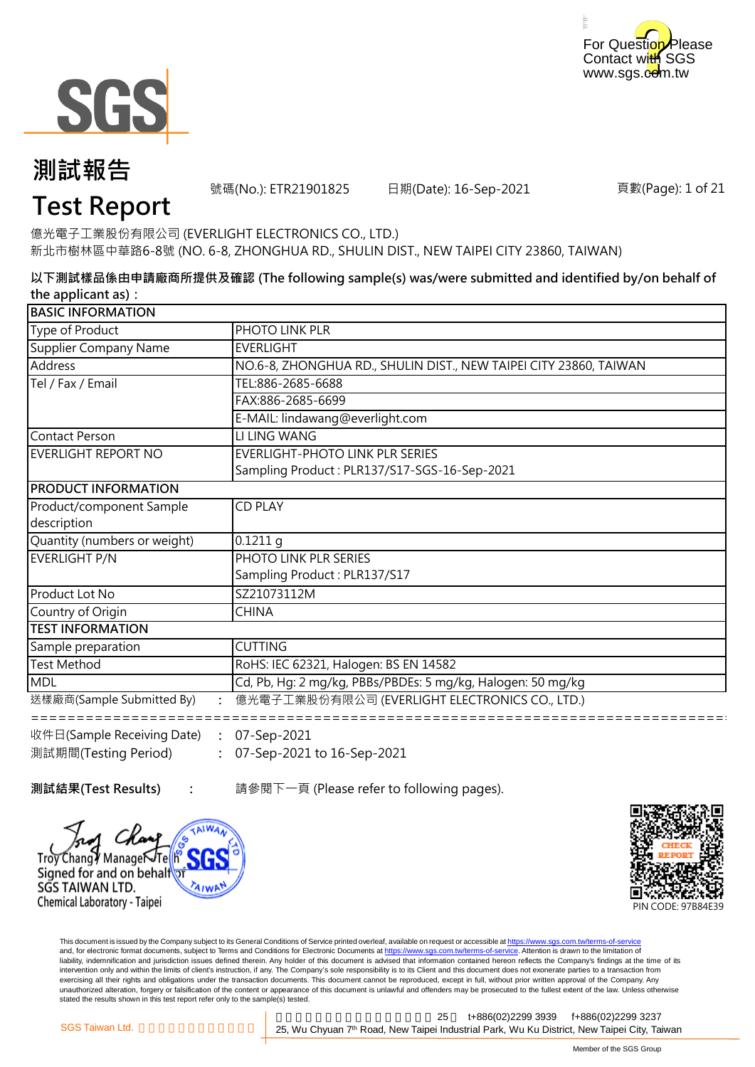For Question Please Contact with SGS
www.sgs.com.tw

# 測試報告
# Test Report

號碼(No.): ETR21901825　　日期(Date): 16-Sep-2021　　頁數(Page): 1 of 21

億光電子工業股份有限公司 (EVERLIGHT ELECTRONICS CO., LTD.)
新北市樹林區中華路6-8號 (NO. 6-8, ZHONGHUA RD., SHULIN DIST., NEW TAIPEI CITY 23860, TAIWAN)

**以下測試樣品係由申請廠商所提供及確認 (The following sample(s) was/were submitted and identified by/on behalf of the applicant as)：**

| BASIC INFORMATION | |
|---|---|
| Type of Product | PHOTO LINK PLR |
| Supplier Company Name | EVERLIGHT |
| Address | NO.6-8, ZHONGHUA RD., SHULIN DIST., NEW TAIPEI CITY 23860, TAIWAN |
| Tel / Fax / Email | TEL:886-2685-6688 |
| | FAX:886-2685-6699 |
| | E-MAIL: lindawang@everlight.com |
| Contact Person | LI LING WANG |
| EVERLIGHT REPORT NO | EVERLIGHT-PHOTO LINK PLR SERIES<br>Sampling Product : PLR137/S17-SGS-16-Sep-2021 |
| **PRODUCT INFORMATION** | |
| Product/component Sample description | CD PLAY |
| Quantity (numbers or weight) | 0.1211 g |
| EVERLIGHT P/N | PHOTO LINK PLR SERIES<br>Sampling Product : PLR137/S17 |
| Product Lot No | SZ21073112M |
| Country of Origin | CHINA |
| **TEST INFORMATION** | |
| Sample preparation | CUTTING |
| Test Method | RoHS: IEC 62321, Halogen: BS EN 14582 |
| MDL | Cd, Pb, Hg: 2 mg/kg, PBBs/PBDEs: 5 mg/kg, Halogen: 50 mg/kg |

送樣廠商(Sample Submitted By)　:　億光電子工業股份有限公司 (EVERLIGHT ELECTRONICS CO., LTD.)

==========================================================================

收件日(Sample Receiving Date)　:　07-Sep-2021
測試期間(Testing Period)　:　07-Sep-2021 to 16-Sep-2021

**測試結果(Test Results)**　:　請參閱下一頁 (Please refer to following pages).

Troy Chang / Manager / Tech.
Signed for and on behalf of
SGS TAIWAN LTD.
Chemical Laboratory - Taipei

PIN CODE: 97B84E39

This document is issued by the Company subject to its General Conditions of Service printed overleaf, available on request or accessible at https://www.sgs.com.tw/terms-of-service and, for electronic format documents, subject to Terms and Conditions for Electronic Documents at https://www.sgs.com.tw/terms-of-service. Attention is drawn to the limitation of liability, indemnification and jurisdiction issues defined therein. Any holder of this document is advised that information contained hereon reflects the Company's findings at the time of its intervention only and within the limits of client's instruction, if any. The Company's sole responsibility is to its Client and this document does not exonerate parties to a transaction from exercising all their rights and obligations under the transaction documents. This document cannot be reproduced, except in full, without prior written approval of the Company. Any unauthorized alteration, forgery or falsification of the content or appearance of this document is unlawful and offenders may be prosecuted to the fullest extent of the law. Unless otherwise stated the results shown in this test report refer only to the sample(s) tested.

SGS Taiwan Ltd.　25, Wu Chyuan 7th Road, New Taipei Industrial Park, Wu Ku District, New Taipei City, Taiwan　t+886(02)2299 3939　f+886(02)2299 3237

Member of the SGS Group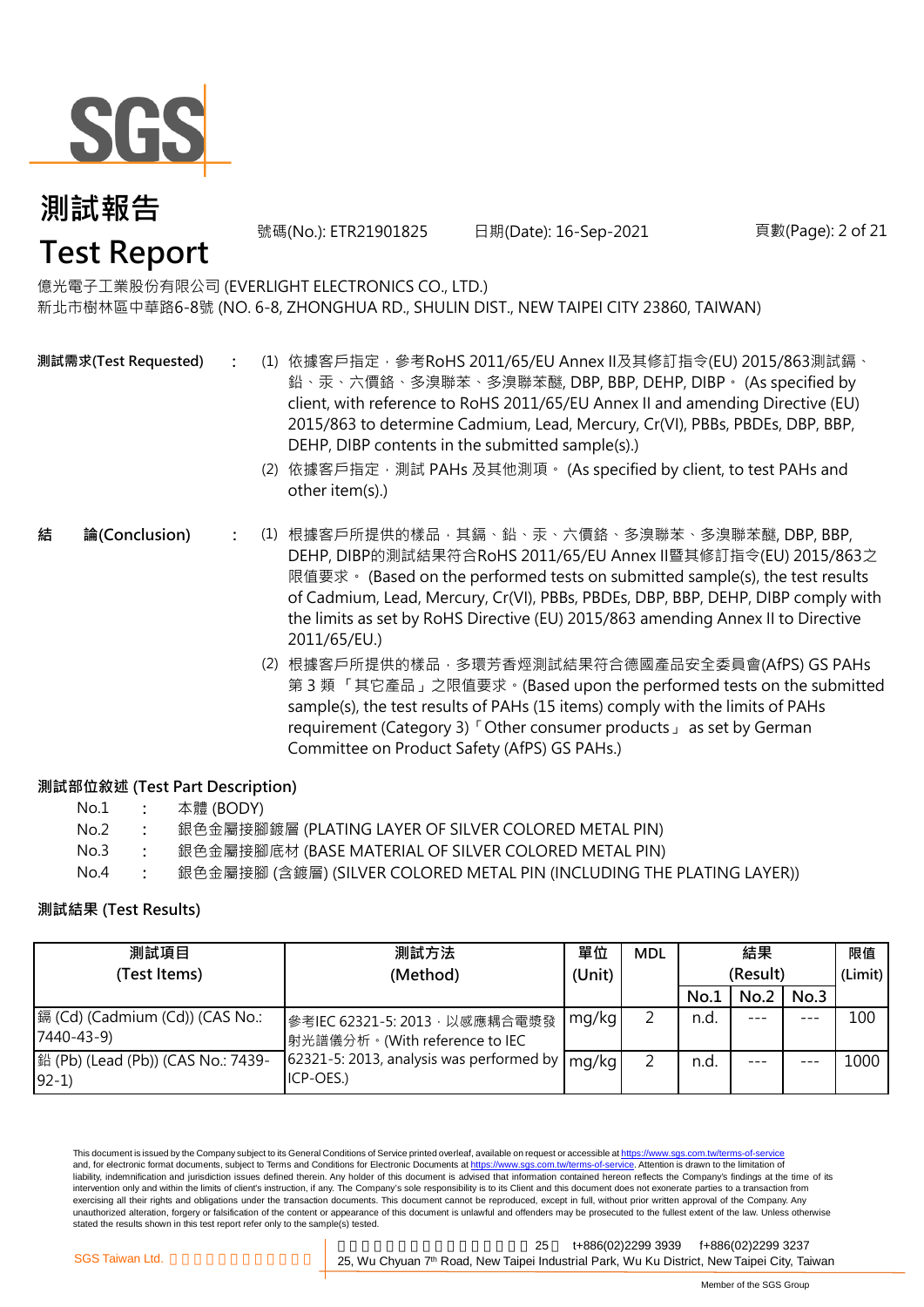# 測試報告
# Test Report

號碼(No.): ETR21901825 日期(Date): 16-Sep-2021

億光電子工業股份有限公司 (EVERLIGHT ELECTRONICS CO., LTD.)
新北市樹林區中華路6-8號 (NO. 6-8, ZHONGHUA RD., SHULIN DIST., NEW TAIPEI CITY 23860, TAIWAN)

**測試需求(Test Requested)** :

(1) 依據客戶指定，參考RoHS 2011/65/EU Annex II及其修訂指令(EU) 2015/863測試鎘、鉛、汞、六價鉻、多溴聯苯、多溴聯苯醚, DBP, BBP, DEHP, DIBP。 (As specified by client, with reference to RoHS 2011/65/EU Annex II and amending Directive (EU) 2015/863 to determine Cadmium, Lead, Mercury, Cr(VI), PBBs, PBDEs, DBP, BBP, DEHP, DIBP contents in the submitted sample(s).)

(2) 依據客戶指定，測試 PAHs 及其他測項。 (As specified by client, to test PAHs and other item(s).)

**結 論(Conclusion)** :

(1) 根據客戶所提供的樣品，其鎘、鉛、汞、六價鉻、多溴聯苯、多溴聯苯醚, DBP, BBP, DEHP, DIBP的測試結果符合RoHS 2011/65/EU Annex II暨其修訂指令(EU) 2015/863之限值要求。 (Based on the performed tests on submitted sample(s), the test results of Cadmium, Lead, Mercury, Cr(VI), PBBs, PBDEs, DBP, BBP, DEHP, DIBP comply with the limits as set by RoHS Directive (EU) 2015/863 amending Annex II to Directive 2011/65/EU.)

(2) 根據客戶所提供的樣品，多環芳香烴測試結果符合德國產品安全委員會(AfPS) GS PAHs 第 3 類 「其它產品」之限值要求。(Based upon the performed tests on the submitted sample(s), the test results of PAHs (15 items) comply with the limits of PAHs requirement (Category 3)「Other consumer products」 as set by German Committee on Product Safety (AfPS) GS PAHs.)

**測試部位敘述 (Test Part Description)**

No.1 : 本體 (BODY)
No.2 : 銀色金屬接腳鍍層 (PLATING LAYER OF SILVER COLORED METAL PIN)
No.3 : 銀色金屬接腳底材 (BASE MATERIAL OF SILVER COLORED METAL PIN)
No.4 : 銀色金屬接腳 (含鍍層) (SILVER COLORED METAL PIN (INCLUDING THE PLATING LAYER))

**測試結果 (Test Results)**

| 測試項目 (Test Items) | 測試方法 (Method) | 單位 (Unit) | MDL | 結果 (Result) | | | 限值 (Limit) |
|---|---|---|---|---|---|---|---|
| | | | | No.1 | No.2 | No.3 | |
| 鎘 (Cd) (Cadmium (Cd)) (CAS No.: 7440-43-9) | 參考IEC 62321-5: 2013，以感應耦合電漿發射光譜儀分析。(With reference to IEC 62321-5: 2013, analysis was performed by ICP-OES.) | mg/kg | 2 | n.d. | --- | --- | 100 |
| 鉛 (Pb) (Lead (Pb)) (CAS No.: 7439-92-1) | | mg/kg | 2 | n.d. | --- | --- | 1000 |

This document is issued by the Company subject to its General Conditions of Service printed overleaf, available on request or accessible at https://www.sgs.com.tw/terms-of-service and, for electronic format documents, subject to Terms and Conditions for Electronic Documents at https://www.sgs.com.tw/terms-of-service. Attention is drawn to the limitation of liability, indemnification and jurisdiction issues defined therein. Any holder of this document is advised that information contained hereon reflects the Company's findings at the time of its intervention only and within the limits of client's instruction, if any. The Company's sole responsibility is to its Client and this document does not exonerate parties to a transaction from exercising all their rights and obligations under the transaction documents. This document cannot be reproduced, except in full, without prior written approval of the Company. Any unauthorized alteration, forgery or falsification of the content or appearance of this document is unlawful and offenders may be prosecuted to the fullest extent of the law. Unless otherwise stated the results shown in this test report refer only to the sample(s) tested.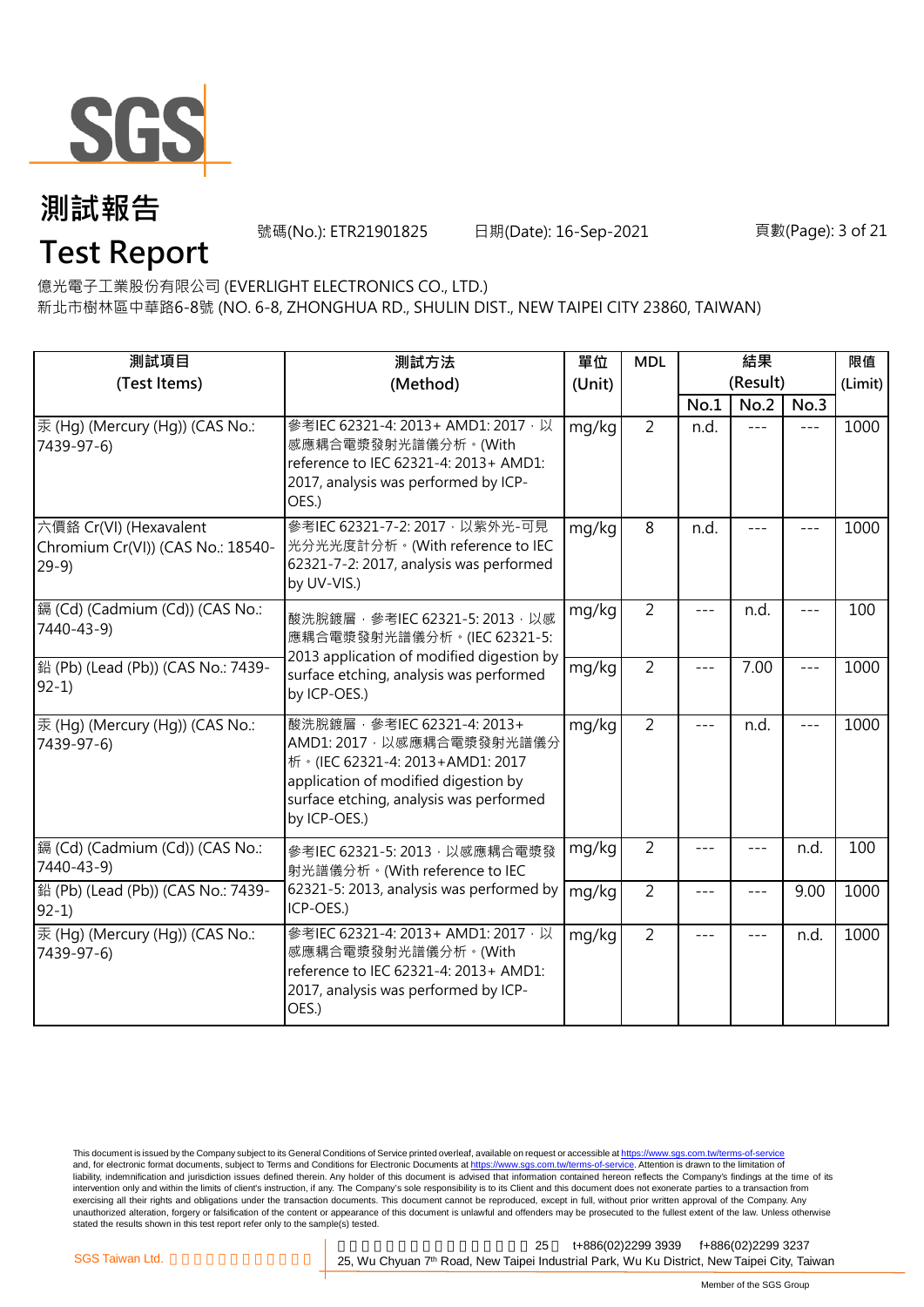# 測試報告

# Test Report

號碼(No.): ETR21901825　　日期(Date): 16-Sep-2021

億光電子工業股份有限公司 (EVERLIGHT ELECTRONICS CO., LTD.)
新北市樹林區中華路6-8號 (NO. 6-8, ZHONGHUA RD., SHULIN DIST., NEW TAIPEI CITY 23860, TAIWAN)

| 測試項目 (Test Items) | 測試方法 (Method) | 單位 (Unit) | MDL | 結果 (Result) | | | 限值 (Limit) |
|---|---|---|---|---|---|---|---|
| | | | | No.1 | No.2 | No.3 | |
| 汞 (Hg) (Mercury (Hg)) (CAS No.: 7439-97-6) | 參考IEC 62321-4: 2013+ AMD1: 2017，以感應耦合電漿發射光譜儀分析。(With reference to IEC 62321-4: 2013+ AMD1: 2017, analysis was performed by ICP-OES.) | mg/kg | 2 | n.d. | --- | --- | 1000 |
| 六價鉻 Cr(VI) (Hexavalent Chromium Cr(VI)) (CAS No.: 18540-29-9) | 參考IEC 62321-7-2: 2017，以紫外光-可見光分光光度計分析。(With reference to IEC 62321-7-2: 2017, analysis was performed by UV-VIS.) | mg/kg | 8 | n.d. | --- | --- | 1000 |
| 鎘 (Cd) (Cadmium (Cd)) (CAS No.: 7440-43-9) | 酸洗脫鍍層，參考IEC 62321-5: 2013，以感應耦合電漿發射光譜儀分析。(IEC 62321-5: 2013 application of modified digestion by surface etching, analysis was performed by ICP-OES.) | mg/kg | 2 | --- | n.d. | --- | 100 |
| 鉛 (Pb) (Lead (Pb)) (CAS No.: 7439-92-1) | | mg/kg | 2 | --- | 7.00 | --- | 1000 |
| 汞 (Hg) (Mercury (Hg)) (CAS No.: 7439-97-6) | 酸洗脫鍍層，參考IEC 62321-4: 2013+ AMD1: 2017，以感應耦合電漿發射光譜儀分析。(IEC 62321-4: 2013+AMD1: 2017 application of modified digestion by surface etching, analysis was performed by ICP-OES.) | mg/kg | 2 | --- | n.d. | --- | 1000 |
| 鎘 (Cd) (Cadmium (Cd)) (CAS No.: 7440-43-9) | 參考IEC 62321-5: 2013，以感應耦合電漿發射光譜儀分析。(With reference to IEC 62321-5: 2013, analysis was performed by ICP-OES.) | mg/kg | 2 | --- | --- | n.d. | 100 |
| 鉛 (Pb) (Lead (Pb)) (CAS No.: 7439-92-1) | | mg/kg | 2 | --- | --- | 9.00 | 1000 |
| 汞 (Hg) (Mercury (Hg)) (CAS No.: 7439-97-6) | 參考IEC 62321-4: 2013+ AMD1: 2017，以感應耦合電漿發射光譜儀分析。(With reference to IEC 62321-4: 2013+ AMD1: 2017, analysis was performed by ICP-OES.) | mg/kg | 2 | --- | --- | n.d. | 1000 |

This document is issued by the Company subject to its General Conditions of Service printed overleaf, available on request or accessible at https://www.sgs.com.tw/terms-of-service and, for electronic format documents, subject to Terms and Conditions for Electronic Documents at https://www.sgs.com.tw/terms-of-service. Attention is drawn to the limitation of liability, indemnification and jurisdiction issues defined therein. Any holder of this document is advised that information contained hereon reflects the Company's findings at the time of its intervention only and within the limits of client's instruction, if any. The Company's sole responsibility is to its Client and this document does not exonerate parties to a transaction from exercising all their rights and obligations under the transaction documents. This document cannot be reproduced, except in full, without prior written approval of the Company. Any unauthorized alteration, forgery or falsification of the content or appearance of this document is unlawful and offenders may be prosecuted to the fullest extent of the law. Unless otherwise stated the results shown in this test report refer only to the sample(s) tested.

SGS Taiwan Ltd. 25, Wu Chyuan 7th Road, New Taipei Industrial Park, Wu Ku District, New Taipei City, Taiwan t+886(02)2299 3939 f+886(02)2299 3237

Member of the SGS Group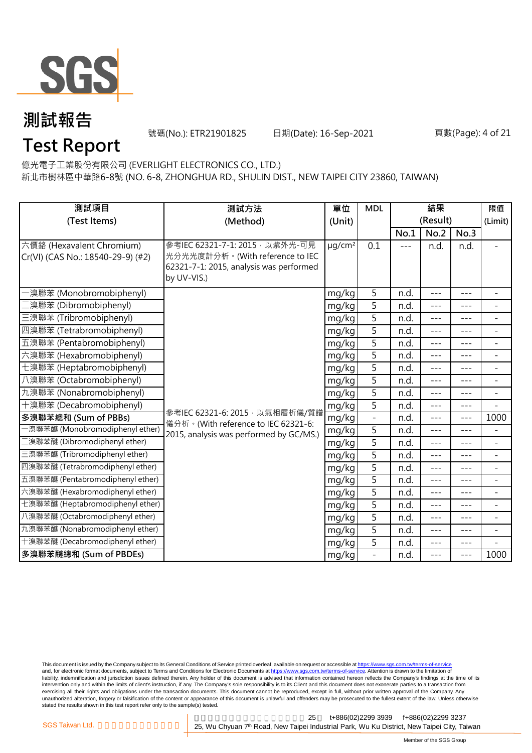# 測試報告
# Test Report

號碼(No.): ETR21901825　　日期(Date): 16-Sep-2021

億光電子工業股份有限公司 (EVERLIGHT ELECTRONICS CO., LTD.)
新北市樹林區中華路6-8號 (NO. 6-8, ZHONGHUA RD., SHULIN DIST., NEW TAIPEI CITY 23860, TAIWAN)

| 測試項目 (Test Items) | 測試方法 (Method) | 單位 (Unit) | MDL | 結果 (Result) | | | 限值 (Limit) |
|---|---|---|---|---|---|---|---|
| | | | | No.1 | No.2 | No.3 | |
| 六價鉻 (Hexavalent Chromium) Cr(VI) (CAS No.: 18540-29-9) (#2) | 參考IEC 62321-7-1: 2015，以紫外光-可見光分光光度計分析。(With reference to IEC 62321-7-1: 2015, analysis was performed by UV-VIS.) | μg/cm² | 0.1 | --- | n.d. | n.d. | - |
| 一溴聯苯 (Monobromobiphenyl) | 參考IEC 62321-6: 2015，以氣相層析儀/質譜儀分析。(With reference to IEC 62321-6: 2015, analysis was performed by GC/MS.) | mg/kg | 5 | n.d. | --- | --- | - |
| 二溴聯苯 (Dibromobiphenyl) | | mg/kg | 5 | n.d. | --- | --- | - |
| 三溴聯苯 (Tribromobiphenyl) | | mg/kg | 5 | n.d. | --- | --- | - |
| 四溴聯苯 (Tetrabromobiphenyl) | | mg/kg | 5 | n.d. | --- | --- | - |
| 五溴聯苯 (Pentabromobiphenyl) | | mg/kg | 5 | n.d. | --- | --- | - |
| 六溴聯苯 (Hexabromobiphenyl) | | mg/kg | 5 | n.d. | --- | --- | - |
| 七溴聯苯 (Heptabromobiphenyl) | | mg/kg | 5 | n.d. | --- | --- | - |
| 八溴聯苯 (Octabromobiphenyl) | | mg/kg | 5 | n.d. | --- | --- | - |
| 九溴聯苯 (Nonabromobiphenyl) | | mg/kg | 5 | n.d. | --- | --- | - |
| 十溴聯苯 (Decabromobiphenyl) | | mg/kg | 5 | n.d. | --- | --- | - |
| **多溴聯苯總和 (Sum of PBBs)** | | mg/kg | - | n.d. | --- | --- | 1000 |
| 一溴聯苯醚 (Monobromodiphenyl ether) | | mg/kg | 5 | n.d. | --- | --- | - |
| 二溴聯苯醚 (Dibromodiphenyl ether) | | mg/kg | 5 | n.d. | --- | --- | - |
| 三溴聯苯醚 (Tribromodiphenyl ether) | | mg/kg | 5 | n.d. | --- | --- | - |
| 四溴聯苯醚 (Tetrabromodiphenyl ether) | | mg/kg | 5 | n.d. | --- | --- | - |
| 五溴聯苯醚 (Pentabromodiphenyl ether) | | mg/kg | 5 | n.d. | --- | --- | - |
| 六溴聯苯醚 (Hexabromodiphenyl ether) | | mg/kg | 5 | n.d. | --- | --- | - |
| 七溴聯苯醚 (Heptabromodiphenyl ether) | | mg/kg | 5 | n.d. | --- | --- | - |
| 八溴聯苯醚 (Octabromodiphenyl ether) | | mg/kg | 5 | n.d. | --- | --- | - |
| 九溴聯苯醚 (Nonabromodiphenyl ether) | | mg/kg | 5 | n.d. | --- | --- | - |
| 十溴聯苯醚 (Decabromodiphenyl ether) | | mg/kg | 5 | n.d. | --- | --- | - |
| **多溴聯苯醚總和 (Sum of PBDEs)** | | mg/kg | - | n.d. | --- | --- | 1000 |

This document is issued by the Company subject to its General Conditions of Service printed overleaf, available on request or accessible at https://www.sgs.com.tw/terms-of-service and, for electronic format documents, subject to Terms and Conditions for Electronic Documents at https://www.sgs.com.tw/terms-of-service. Attention is drawn to the limitation of liability, indemnification and jurisdiction issues defined therein. Any holder of this document is advised that information contained hereon reflects the Company's findings at the time of its intervention only and within the limits of client's instruction, if any. The Company's sole responsibility is to its Client and this document does not exonerate parties to a transaction from exercising all their rights and obligations under the transaction documents. This document cannot be reproduced, except in full, without prior written approval of the Company. Any unauthorized alteration, forgery or falsification of the content or appearance of this document is unlawful and offenders may be prosecuted to the fullest extent of the law. Unless otherwise stated the results shown in this test report refer only to the sample(s) tested.

SGS Taiwan Ltd. 25, Wu Chyuan 7th Road, New Taipei Industrial Park, Wu Ku District, New Taipei City, Taiwan t+886(02)2299 3939 f+886(02)2299 3237

Member of the SGS Group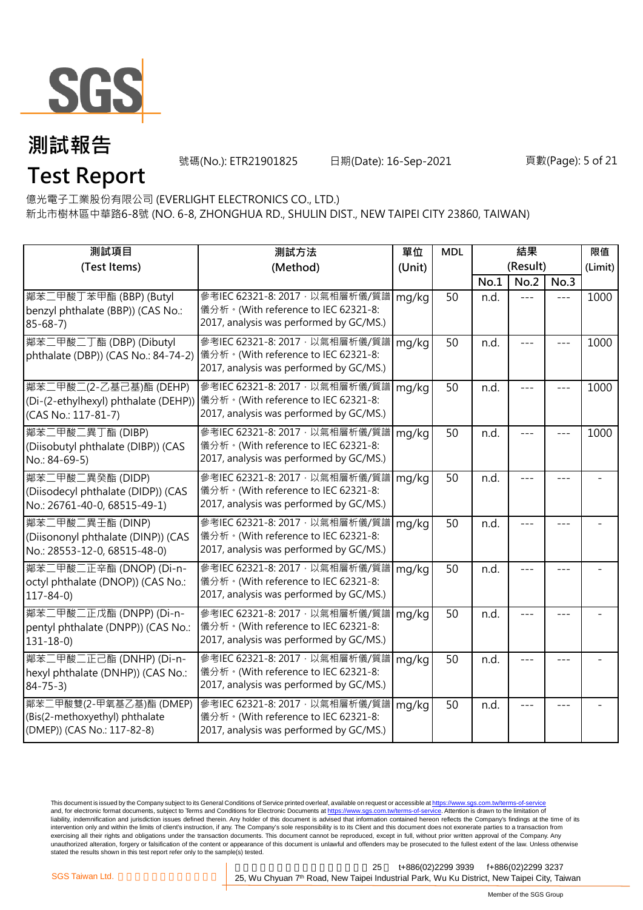# 測試報告
# Test Report

號碼(No.): ETR21901825　　日期(Date): 16-Sep-2021

億光電子工業股份有限公司 (EVERLIGHT ELECTRONICS CO., LTD.)
新北市樹林區中華路6-8號 (NO. 6-8, ZHONGHUA RD., SHULIN DIST., NEW TAIPEI CITY 23860, TAIWAN)

| 測試項目 (Test Items) | 測試方法 (Method) | 單位 (Unit) | MDL | 結果 (Result) | | | 限值 (Limit) |
|---|---|---|---|---|---|---|---|
| | | | | No.1 | No.2 | No.3 | |
| 鄰苯二甲酸丁苯甲酯 (BBP) (Butyl benzyl phthalate (BBP)) (CAS No.: 85-68-7) | 參考IEC 62321-8: 2017，以氣相層析儀/質譜儀分析。(With reference to IEC 62321-8: 2017, analysis was performed by GC/MS.) | mg/kg | 50 | n.d. | --- | --- | 1000 |
| 鄰苯二甲酸二丁酯 (DBP) (Dibutyl phthalate (DBP)) (CAS No.: 84-74-2) | 參考IEC 62321-8: 2017，以氣相層析儀/質譜儀分析。(With reference to IEC 62321-8: 2017, analysis was performed by GC/MS.) | mg/kg | 50 | n.d. | --- | --- | 1000 |
| 鄰苯二甲酸二(2-乙基己基)酯 (DEHP) (Di-(2-ethylhexyl) phthalate (DEHP)) (CAS No.: 117-81-7) | 參考IEC 62321-8: 2017，以氣相層析儀/質譜儀分析。(With reference to IEC 62321-8: 2017, analysis was performed by GC/MS.) | mg/kg | 50 | n.d. | --- | --- | 1000 |
| 鄰苯二甲酸二異丁酯 (DIBP) (Diisobutyl phthalate (DIBP)) (CAS No.: 84-69-5) | 參考IEC 62321-8: 2017，以氣相層析儀/質譜儀分析。(With reference to IEC 62321-8: 2017, analysis was performed by GC/MS.) | mg/kg | 50 | n.d. | --- | --- | 1000 |
| 鄰苯二甲酸二異癸酯 (DIDP) (Diisodecyl phthalate (DIDP)) (CAS No.: 26761-40-0, 68515-49-1) | 參考IEC 62321-8: 2017，以氣相層析儀/質譜儀分析。(With reference to IEC 62321-8: 2017, analysis was performed by GC/MS.) | mg/kg | 50 | n.d. | --- | --- | - |
| 鄰苯二甲酸二異壬酯 (DINP) (Diisononyl phthalate (DINP)) (CAS No.: 28553-12-0, 68515-48-0) | 參考IEC 62321-8: 2017，以氣相層析儀/質譜儀分析。(With reference to IEC 62321-8: 2017, analysis was performed by GC/MS.) | mg/kg | 50 | n.d. | --- | --- | - |
| 鄰苯二甲酸二正辛酯 (DNOP) (Di-n-octyl phthalate (DNOP)) (CAS No.: 117-84-0) | 參考IEC 62321-8: 2017，以氣相層析儀/質譜儀分析。(With reference to IEC 62321-8: 2017, analysis was performed by GC/MS.) | mg/kg | 50 | n.d. | --- | --- | - |
| 鄰苯二甲酸二正戊酯 (DNPP) (Di-n-pentyl phthalate (DNPP)) (CAS No.: 131-18-0) | 參考IEC 62321-8: 2017，以氣相層析儀/質譜儀分析。(With reference to IEC 62321-8: 2017, analysis was performed by GC/MS.) | mg/kg | 50 | n.d. | --- | --- | - |
| 鄰苯二甲酸二正己酯 (DNHP) (Di-n-hexyl phthalate (DNHP)) (CAS No.: 84-75-3) | 參考IEC 62321-8: 2017，以氣相層析儀/質譜儀分析。(With reference to IEC 62321-8: 2017, analysis was performed by GC/MS.) | mg/kg | 50 | n.d. | --- | --- | - |
| 鄰苯二甲酸雙(2-甲氧基乙基)酯 (DMEP) (Bis(2-methoxyethyl) phthalate (DMEP)) (CAS No.: 117-82-8) | 參考IEC 62321-8: 2017，以氣相層析儀/質譜儀分析。(With reference to IEC 62321-8: 2017, analysis was performed by GC/MS.) | mg/kg | 50 | n.d. | --- | --- | - |

This document is issued by the Company subject to its General Conditions of Service printed overleaf, available on request or accessible at https://www.sgs.com.tw/terms-of-service and, for electronic format documents, subject to Terms and Conditions for Electronic Documents at https://www.sgs.com.tw/terms-of-service. Attention is drawn to the limitation of liability, indemnification and jurisdiction issues defined therein. Any holder of this document is advised that information contained hereon reflects the Company's findings at the time of its intervention only and within the limits of client's instruction, if any. The Company's sole responsibility is to its Client and this document does not exonerate parties to a transaction from exercising all their rights and obligations under the transaction documents. This document cannot be reproduced, except in full, without prior written approval of the Company. Any unauthorized alteration, forgery or falsification of the content or appearance of this document is unlawful and offenders may be prosecuted to the fullest extent of the law. Unless otherwise stated the results shown in this test report refer only to the sample(s) tested.

SGS Taiwan Ltd. 25 t+886(02)2299 3939 f+886(02)2299 3237
25, Wu Chyuan 7th Road, New Taipei Industrial Park, Wu Ku District, New Taipei City, Taiwan

Member of the SGS Group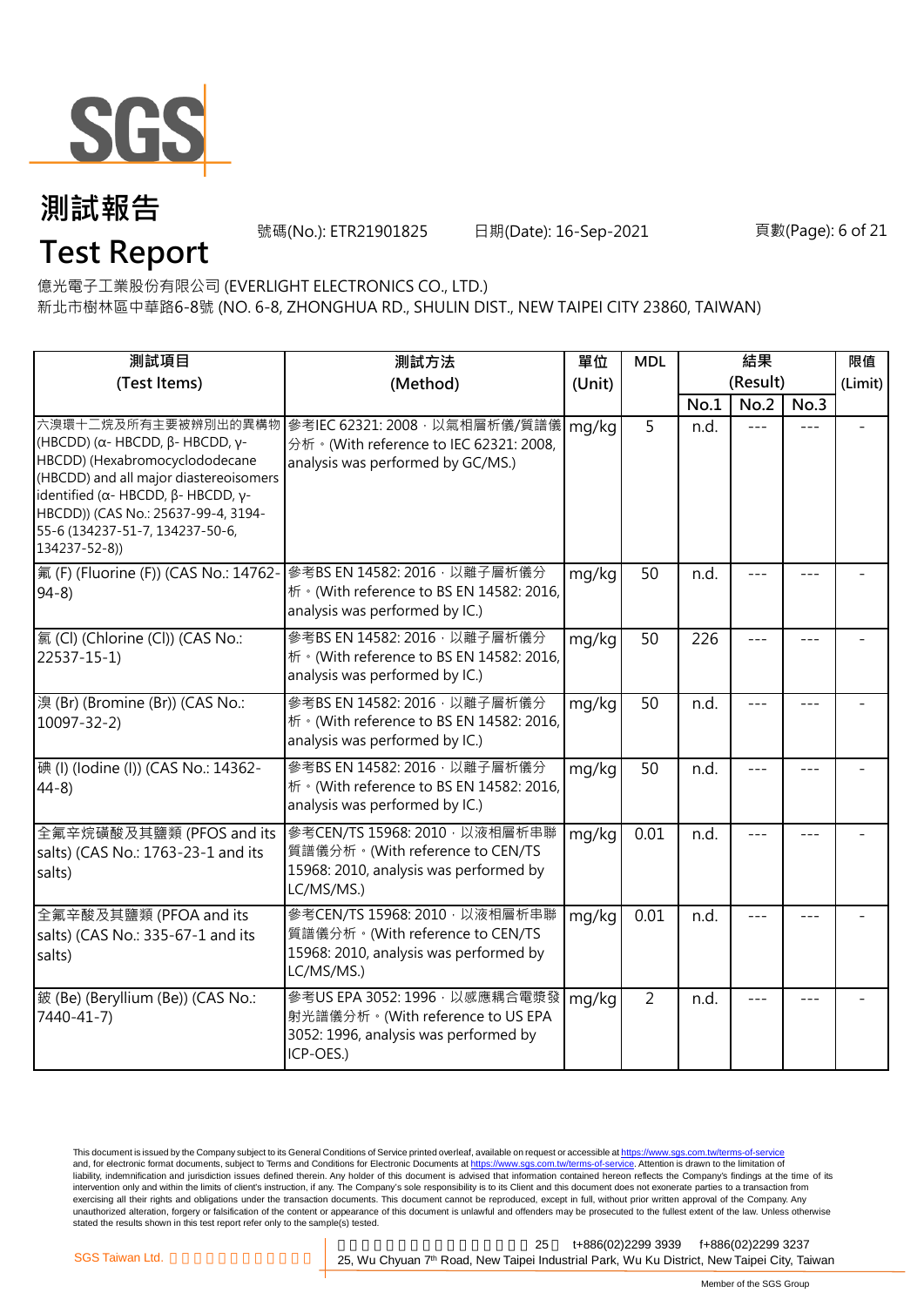# 測試報告
# Test Report

號碼(No.): ETR21901825　　日期(Date): 16-Sep-2021

億光電子工業股份有限公司 (EVERLIGHT ELECTRONICS CO., LTD.)
新北市樹林區中華路6-8號 (NO. 6-8, ZHONGHUA RD., SHULIN DIST., NEW TAIPEI CITY 23860, TAIWAN)

| 測試項目 (Test Items) | 測試方法 (Method) | 單位 (Unit) | MDL | 結果 (Result) | | | 限值 (Limit) |
|---|---|---|---|---|---|---|---|
| | | | | No.1 | No.2 | No.3 | |
| 六溴環十二烷及所有主要被辨別出的異構物 (HBCDD) (α- HBCDD, β- HBCDD, γ- HBCDD) (Hexabromocyclododecane (HBCDD) and all major diastereoisomers identified (α- HBCDD, β- HBCDD, γ- HBCDD)) (CAS No.: 25637-99-4, 3194-55-6 (134237-51-7, 134237-50-6, 134237-52-8)) | 參考IEC 62321: 2008，以氣相層析儀/質譜儀分析。(With reference to IEC 62321: 2008, analysis was performed by GC/MS.) | mg/kg | 5 | n.d. | --- | --- | - |
| 氟 (F) (Fluorine (F)) (CAS No.: 14762-94-8) | 參考BS EN 14582: 2016，以離子層析儀分析。(With reference to BS EN 14582: 2016, analysis was performed by IC.) | mg/kg | 50 | n.d. | --- | --- | - |
| 氯 (Cl) (Chlorine (Cl)) (CAS No.: 22537-15-1) | 參考BS EN 14582: 2016，以離子層析儀分析。(With reference to BS EN 14582: 2016, analysis was performed by IC.) | mg/kg | 50 | 226 | --- | --- | - |
| 溴 (Br) (Bromine (Br)) (CAS No.: 10097-32-2) | 參考BS EN 14582: 2016，以離子層析儀分析。(With reference to BS EN 14582: 2016, analysis was performed by IC.) | mg/kg | 50 | n.d. | --- | --- | - |
| 碘 (I) (Iodine (I)) (CAS No.: 14362-44-8) | 參考BS EN 14582: 2016，以離子層析儀分析。(With reference to BS EN 14582: 2016, analysis was performed by IC.) | mg/kg | 50 | n.d. | --- | --- | - |
| 全氟辛烷磺酸及其鹽類 (PFOS and its salts) (CAS No.: 1763-23-1 and its salts) | 參考CEN/TS 15968: 2010，以液相層析串聯質譜儀分析。(With reference to CEN/TS 15968: 2010, analysis was performed by LC/MS/MS.) | mg/kg | 0.01 | n.d. | --- | --- | - |
| 全氟辛酸及其鹽類 (PFOA and its salts) (CAS No.: 335-67-1 and its salts) | 參考CEN/TS 15968: 2010，以液相層析串聯質譜儀分析。(With reference to CEN/TS 15968: 2010, analysis was performed by LC/MS/MS.) | mg/kg | 0.01 | n.d. | --- | --- | - |
| 鈹 (Be) (Beryllium (Be)) (CAS No.: 7440-41-7) | 參考US EPA 3052: 1996，以感應耦合電漿發射光譜儀分析。(With reference to US EPA 3052: 1996, analysis was performed by ICP-OES.) | mg/kg | 2 | n.d. | --- | --- | - |

This document is issued by the Company subject to its General Conditions of Service printed overleaf, available on request or accessible at https://www.sgs.com.tw/terms-of-service and, for electronic format documents, subject to Terms and Conditions for Electronic Documents at https://www.sgs.com.tw/terms-of-service. Attention is drawn to the limitation of liability, indemnification and jurisdiction issues defined therein. Any holder of this document is advised that information contained hereon reflects the Company's findings at the time of its intervention only and within the limits of client's instruction, if any. The Company's sole responsibility is to its Client and this document does not exonerate parties to a transaction from exercising all their rights and obligations under the transaction documents. This document cannot be reproduced, except in full, without prior written approval of the Company. Any unauthorized alteration, forgery or falsification of the content or appearance of this document is unlawful and offenders may be prosecuted to the fullest extent of the law. Unless otherwise stated the results shown in this test report refer only to the sample(s) tested.

SGS Taiwan Ltd. | 25, Wu Chyuan 7th Road, New Taipei Industrial Park, Wu Ku District, New Taipei City, Taiwan | t+886(02)2299 3939 f+886(02)2299 3237

Member of the SGS Group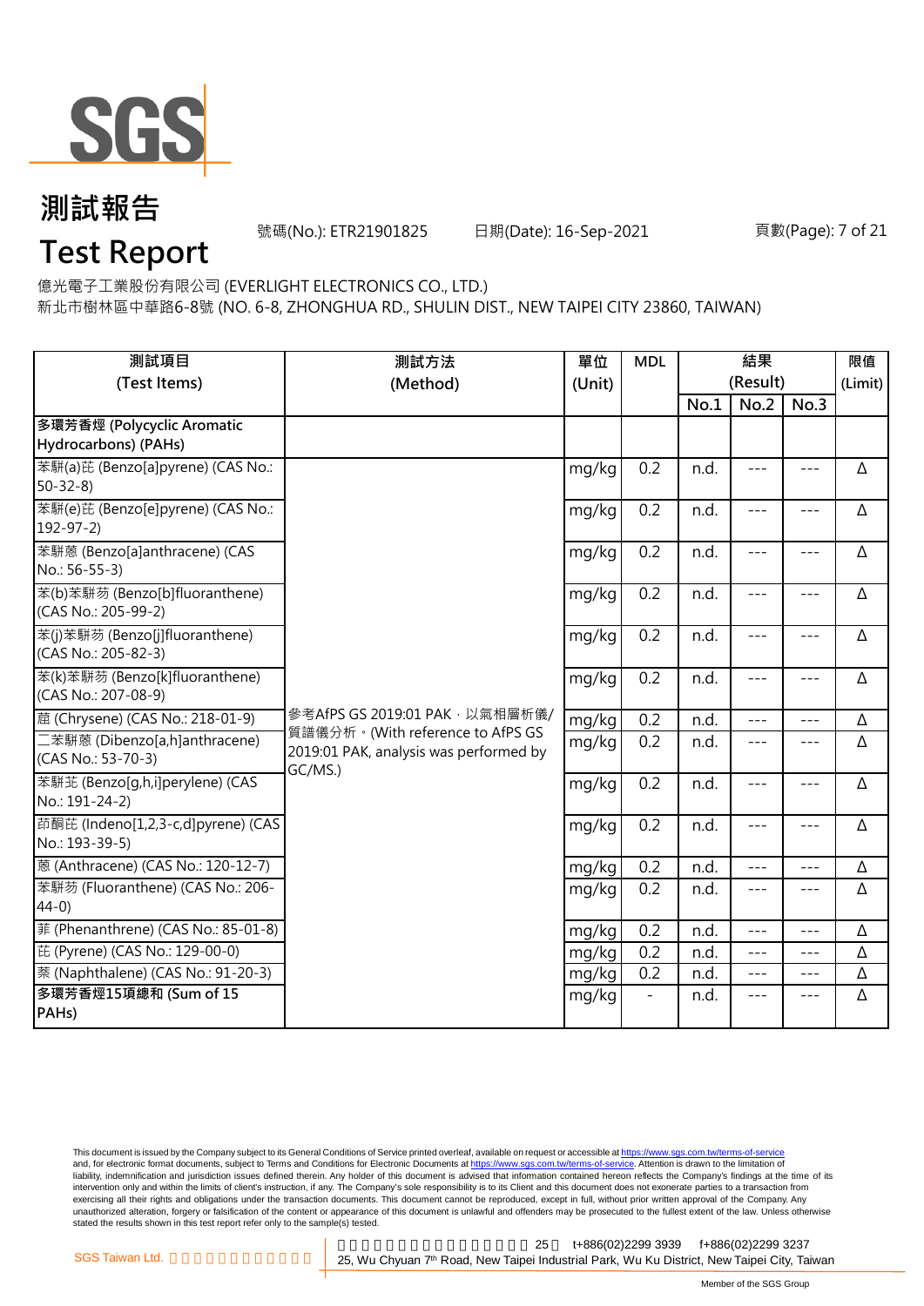SGS

# 測試報告
# Test Report

號碼(No.): ETR21901825　　日期(Date): 16-Sep-2021

億光電子工業股份有限公司 (EVERLIGHT ELECTRONICS CO., LTD.)
新北市樹林區中華路6-8號 (NO. 6-8, ZHONGHUA RD., SHULIN DIST., NEW TAIPEI CITY 23860, TAIWAN)

| 測試項目 (Test Items) | 測試方法 (Method) | 單位 (Unit) | MDL | 結果 (Result) | | | 限值 (Limit) |
|---|---|---|---|---|---|---|---|
| | | | | No.1 | No.2 | No.3 | |
| **多環芳香烴 (Polycyclic Aromatic Hydrocarbons) (PAHs)** | | | | | | | |
| 苯駢(a)芘 (Benzo[a]pyrene) (CAS No.: 50-32-8) | 參考AfPS GS 2019:01 PAK，以氣相層析儀/質譜儀分析。(With reference to AfPS GS 2019:01 PAK, analysis was performed by GC/MS.) | mg/kg | 0.2 | n.d. | --- | --- | Δ |
| 苯駢(e)芘 (Benzo[e]pyrene) (CAS No.: 192-97-2) | | mg/kg | 0.2 | n.d. | --- | --- | Δ |
| 苯駢蒽 (Benzo[a]anthracene) (CAS No.: 56-55-3) | | mg/kg | 0.2 | n.d. | --- | --- | Δ |
| 苯(b)苯駢芴 (Benzo[b]fluoranthene) (CAS No.: 205-99-2) | | mg/kg | 0.2 | n.d. | --- | --- | Δ |
| 苯(j)苯駢芴 (Benzo[j]fluoranthene) (CAS No.: 205-82-3) | | mg/kg | 0.2 | n.d. | --- | --- | Δ |
| 苯(k)苯駢芴 (Benzo[k]fluoranthene) (CAS No.: 207-08-9) | | mg/kg | 0.2 | n.d. | --- | --- | Δ |
| 䓛 (Chrysene) (CAS No.: 218-01-9) | | mg/kg | 0.2 | n.d. | --- | --- | Δ |
| 二苯駢蒽 (Dibenzo[a,h]anthracene) (CAS No.: 53-70-3) | | mg/kg | 0.2 | n.d. | --- | --- | Δ |
| 苯駢苝 (Benzo[g,h,i]perylene) (CAS No.: 191-24-2) | | mg/kg | 0.2 | n.d. | --- | --- | Δ |
| 茚酮芘 (Indeno[1,2,3-c,d]pyrene) (CAS No.: 193-39-5) | | mg/kg | 0.2 | n.d. | --- | --- | Δ |
| 蒽 (Anthracene) (CAS No.: 120-12-7) | | mg/kg | 0.2 | n.d. | --- | --- | Δ |
| 苯駢芴 (Fluoranthene) (CAS No.: 206-44-0) | | mg/kg | 0.2 | n.d. | --- | --- | Δ |
| 菲 (Phenanthrene) (CAS No.: 85-01-8) | | mg/kg | 0.2 | n.d. | --- | --- | Δ |
| 芘 (Pyrene) (CAS No.: 129-00-0) | | mg/kg | 0.2 | n.d. | --- | --- | Δ |
| 萘 (Naphthalene) (CAS No.: 91-20-3) | | mg/kg | 0.2 | n.d. | --- | --- | Δ |
| **多環芳香烴15項總和 (Sum of 15 PAHs)** | | mg/kg | - | n.d. | --- | --- | Δ |

This document is issued by the Company subject to its General Conditions of Service printed overleaf, available on request or accessible at https://www.sgs.com.tw/terms-of-service and, for electronic format documents, subject to Terms and Conditions for Electronic Documents at https://www.sgs.com.tw/terms-of-service. Attention is drawn to the limitation of liability, indemnification and jurisdiction issues defined therein. Any holder of this document is advised that information contained hereon reflects the Company's findings at the time of its intervention only and within the limits of client's instruction, if any. The Company's sole responsibility is to its Client and this document does not exonerate parties to a transaction from exercising all their rights and obligations under the transaction documents. This document cannot be reproduced, except in full, without prior written approval of the Company. Any unauthorized alteration, forgery or falsification of the content or appearance of this document is unlawful and offenders may be prosecuted to the fullest extent of the law. Unless otherwise stated the results shown in this test report refer only to the sample(s) tested.

SGS Taiwan Ltd. | 25 | t+886(02)2299 3939 f+886(02)2299 3237
25, Wu Chyuan 7th Road, New Taipei Industrial Park, Wu Ku District, New Taipei City, Taiwan

Member of the SGS Group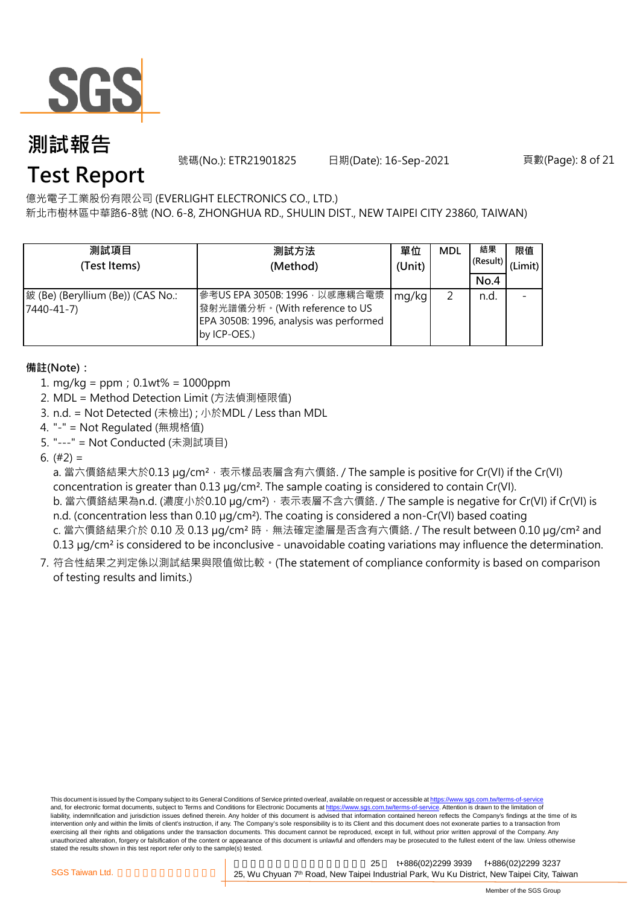# 測試報告

# Test Report

號碼(No.): ETR21901825 日期(Date): 16-Sep-2021

億光電子工業股份有限公司 (EVERLIGHT ELECTRONICS CO., LTD.)

新北市樹林區中華路6-8號 (NO. 6-8, ZHONGHUA RD., SHULIN DIST., NEW TAIPEI CITY 23860, TAIWAN)

| 測試項目 (Test Items) | 測試方法 (Method) | 單位 (Unit) | MDL | 結果 (Result) | 限值 (Limit) |
|---|---|---|---|---|---|
| | | | | No.4 | |
| 鈹 (Be) (Beryllium (Be)) (CAS No.: 7440-41-7) | 參考US EPA 3050B: 1996，以感應耦合電漿發射光譜儀分析。(With reference to US EPA 3050B: 1996, analysis was performed by ICP-OES.) | mg/kg | 2 | n.d. | - |

**備註(Note)：**

1. mg/kg = ppm；0.1wt% = 1000ppm
2. MDL = Method Detection Limit (方法偵測極限值)
3. n.d. = Not Detected (未檢出)；小於MDL / Less than MDL
4. "-" = Not Regulated (無規格值)
5. "---" = Not Conducted (未測試項目)
6. (#2) =

   a. 當六價鉻結果大於0.13 μg/cm²，表示樣品表層含有六價鉻. / The sample is positive for Cr(VI) if the Cr(VI) concentration is greater than 0.13 μg/cm². The sample coating is considered to contain Cr(VI).

   b. 當六價鉻結果為n.d. (濃度小於0.10 μg/cm²)，表示表層不含六價鉻. / The sample is negative for Cr(VI) if Cr(VI) is n.d. (concentration less than 0.10 μg/cm²). The coating is considered a non-Cr(VI) based coating

   c. 當六價鉻結果介於 0.10 及 0.13 μg/cm² 時，無法確定塗層是否含有六價鉻. / The result between 0.10 μg/cm² and 0.13 μg/cm² is considered to be inconclusive - unavoidable coating variations may influence the determination.
7. 符合性結果之判定係以測試結果與限值做比較。(The statement of compliance conformity is based on comparison of testing results and limits.)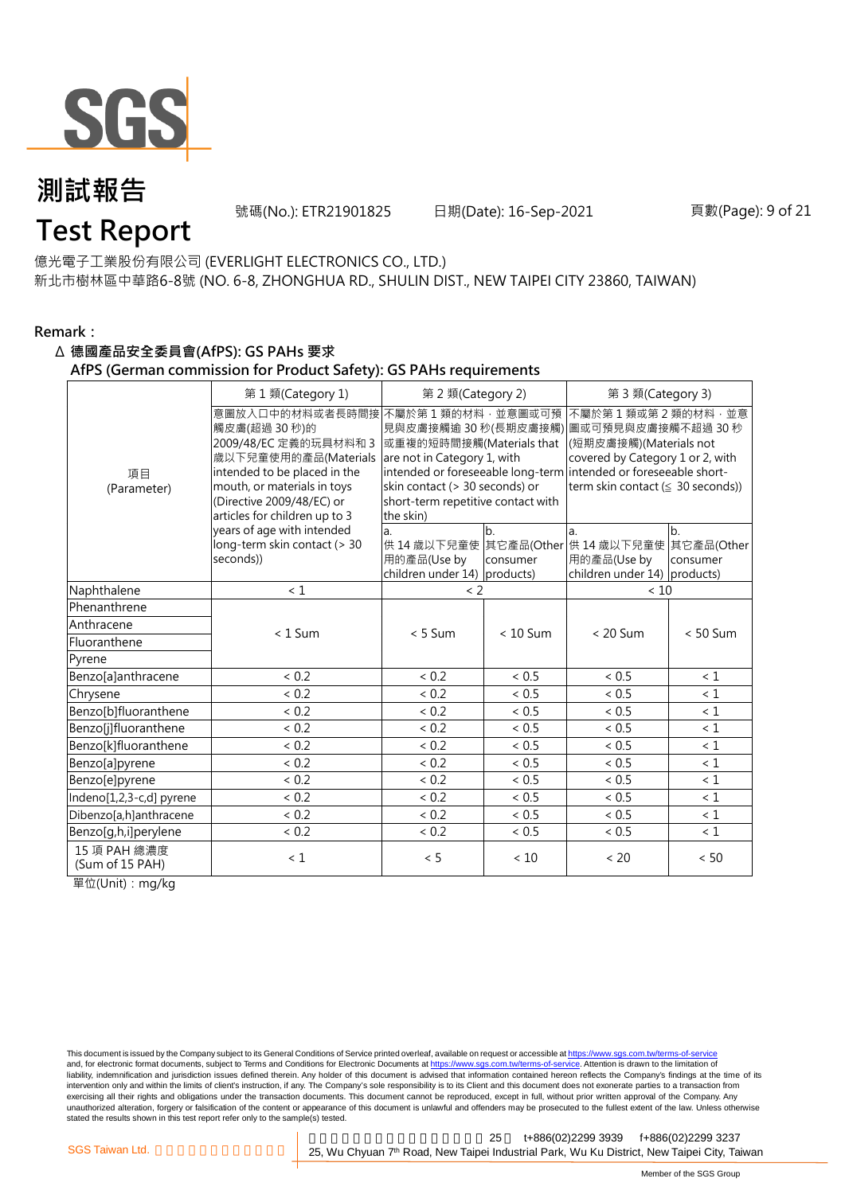# 測試報告

# Test Report

號碼(No.): ETR21901825　　日期(Date): 16-Sep-2021

億光電子工業股份有限公司 (EVERLIGHT ELECTRONICS CO., LTD.)

新北市樹林區中華路6-8號 (NO. 6-8, ZHONGHUA RD., SHULIN DIST., NEW TAIPEI CITY 23860, TAIWAN)

**Remark：**

**Δ 德國產品安全委員會(AfPS): GS PAHs 要求**

**AfPS (German commission for Product Safety): GS PAHs requirements**

| 項目 (Parameter) | 第 1 類(Category 1) | 第 2 類(Category 2) | | 第 3 類(Category 3) | |
|---|---|---|---|---|---|
| | 意圖放入口中的材料或者長時間接觸皮膚(超過 30 秒)的 2009/48/EC 定義的玩具材料和 3 歲以下兒童使用的產品(Materials intended to be placed in the mouth, or materials in toys (Directive 2009/48/EC) or articles for children up to 3 years of age with intended long-term skin contact (> 30 seconds)) | 不屬於第 1 類的材料，並意圖或可預見與皮膚接觸逾 30 秒(長期皮膚接觸)或重複的短時間接觸(Materials that are not in Category 1, with intended or foreseeable long-term skin contact (> 30 seconds) or short-term repetitive contact with the skin) | | 不屬於第 1 類或第 2 類的材料，並意圖或可預見與皮膚接觸不超過 30 秒(短期皮膚接觸)(Materials not covered by Category 1 or 2, with intended or foreseeable short-term skin contact (≦ 30 seconds)) | |
| | | a. 供 14 歲以下兒童使用的產品(Use by children under 14) | b. 其它產品(Other consumer products) | a. 供 14 歲以下兒童使用的產品(Use by children under 14) | b. 其它產品(Other consumer products) |
| Naphthalene | < 1 | < 2 | | < 10 | |
| Phenanthrene | < 1 Sum | < 5 Sum | < 10 Sum | < 20 Sum | < 50 Sum |
| Anthracene | | | | | |
| Fluoranthene | | | | | |
| Pyrene | | | | | |
| Benzo[a]anthracene | < 0.2 | < 0.2 | < 0.5 | < 0.5 | < 1 |
| Chrysene | < 0.2 | < 0.2 | < 0.5 | < 0.5 | < 1 |
| Benzo[b]fluoranthene | < 0.2 | < 0.2 | < 0.5 | < 0.5 | < 1 |
| Benzo[j]fluoranthene | < 0.2 | < 0.2 | < 0.5 | < 0.5 | < 1 |
| Benzo[k]fluoranthene | < 0.2 | < 0.2 | < 0.5 | < 0.5 | < 1 |
| Benzo[a]pyrene | < 0.2 | < 0.2 | < 0.5 | < 0.5 | < 1 |
| Benzo[e]pyrene | < 0.2 | < 0.2 | < 0.5 | < 0.5 | < 1 |
| Indeno[1,2,3-c,d] pyrene | < 0.2 | < 0.2 | < 0.5 | < 0.5 | < 1 |
| Dibenzo[a,h]anthracene | < 0.2 | < 0.2 | < 0.5 | < 0.5 | < 1 |
| Benzo[g,h,i]perylene | < 0.2 | < 0.2 | < 0.5 | < 0.5 | < 1 |
| 15 項 PAH 總濃度 (Sum of 15 PAH) | < 1 | < 5 | < 10 | < 20 | < 50 |

單位(Unit)：mg/kg

This document is issued by the Company subject to its General Conditions of Service printed overleaf, available on request or accessible at https://www.sgs.com.tw/terms-of-service and, for electronic format documents, subject to Terms and Conditions for Electronic Documents at https://www.sgs.com.tw/terms-of-service. Attention is drawn to the limitation of liability, indemnification and jurisdiction issues defined therein. Any holder of this document is advised that information contained hereon reflects the Company's findings at the time of its intervention only and within the limits of client's instruction, if any. The Company's sole responsibility is to its Client and this document does not exonerate parties to a transaction from exercising all their rights and obligations under the transaction documents. This document cannot be reproduced, except in full, without prior written approval of the Company. Any unauthorized alteration, forgery or falsification of the content or appearance of this document is unlawful and offenders may be prosecuted to the fullest extent of the law. Unless otherwise stated the results shown in this test report refer only to the sample(s) tested.

SGS Taiwan Ltd. 25, Wu Chyuan 7th Road, New Taipei Industrial Park, Wu Ku District, New Taipei City, Taiwan t+886(02)2299 3939 f+886(02)2299 3237

Member of the SGS Group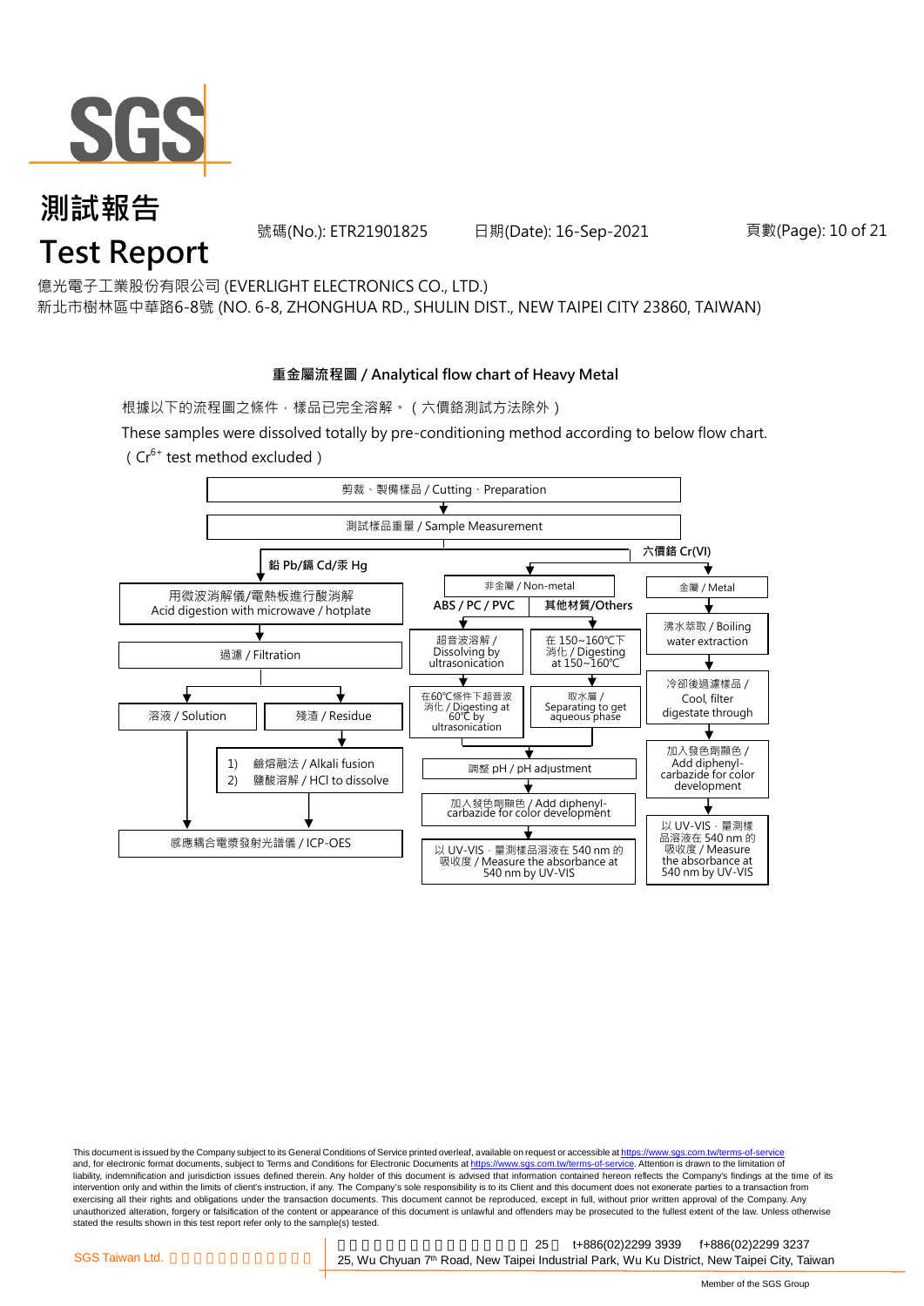# 測試報告
# Test Report

號碼(No.): ETR21901825　　日期(Date): 16-Sep-2021

億光電子工業股份有限公司 (EVERLIGHT ELECTRONICS CO., LTD.)
新北市樹林區中華路6-8號 (NO. 6-8, ZHONGHUA RD., SHULIN DIST., NEW TAIPEI CITY 23860, TAIWAN)

**重金屬流程圖 / Analytical flow chart of Heavy Metal**

根據以下的流程圖之條件，樣品已完全溶解。（六價鉻測試方法除外）

These samples were dissolved totally by pre-conditioning method according to below flow chart.
（$Cr^{6+}$ test method excluded）

剪裁、製備樣品 / Cutting、Preparation
↓
測試樣品重量 / Sample Measurement

**鉛 Pb/鎘 Cd/汞 Hg**
- 用微波消解儀/電熱板進行酸消解 / Acid digestion with microwave / hotplate
- ↓ 過濾 / Filtration
- ↓ 溶液 / Solution → 感應耦合電漿發射光譜儀 / ICP-OES
- ↓ 殘渣 / Residue
  - 1) 鹼熔融法 / Alkali fusion
  - 2) 鹽酸溶解 / HCl to dissolve
  - ↓ 感應耦合電漿發射光譜儀 / ICP-OES

**六價鉻 Cr(VI)**

非金屬 / Non-metal
- **ABS / PC / PVC**
  - 超音波溶解 / Dissolving by ultrasonication
  - ↓ 在60℃條件下超音波消化 / Digesting at 60℃ by ultrasonication
- **其他材質/Others**
  - 在 150~160℃下消化 / Digesting at 150~160℃
  - ↓ 取水層 / Separating to get aqueous phase
- ↓ 調整 pH / pH adjustment
- ↓ 加入發色劑顯色 / Add diphenyl-carbazide for color development
- ↓ 以 UV-VIS，量測樣品溶液在 540 nm 的吸收度 / Measure the absorbance at 540 nm by UV-VIS

金屬 / Metal
- 沸水萃取 / Boiling water extraction
- ↓ 冷卻後過濾樣品 / Cool, filter digestate through
- ↓ 加入發色劑顯色 / Add diphenyl-carbazide for color development
- ↓ 以 UV-VIS，量測樣品溶液在 540 nm 的吸收度 / Measure the absorbance at 540 nm by UV-VIS

This document is issued by the Company subject to its General Conditions of Service printed overleaf, available on request or accessible at https://www.sgs.com.tw/terms-of-service and, for electronic format documents, subject to Terms and Conditions for Electronic Documents at https://www.sgs.com.tw/terms-of-service. Attention is drawn to the limitation of liability, indemnification and jurisdiction issues defined therein. Any holder of this document is advised that information contained hereon reflects the Company's findings at the time of its intervention only and within the limits of client's instruction, if any. The Company's sole responsibility is to its Client and this document does not exonerate parties to a transaction from exercising all their rights and obligations under the transaction documents. This document cannot be reproduced, except in full, without prior written approval of the Company. Any unauthorized alteration, forgery or falsification of the content or appearance of this document is unlawful and offenders may be prosecuted to the fullest extent of the law. Unless otherwise stated the results shown in this test report refer only to the sample(s) tested.

SGS Taiwan Ltd. 　25, Wu Chyuan 7th Road, New Taipei Industrial Park, Wu Ku District, New Taipei City, Taiwan　t+886(02)2299 3939　f+886(02)2299 3237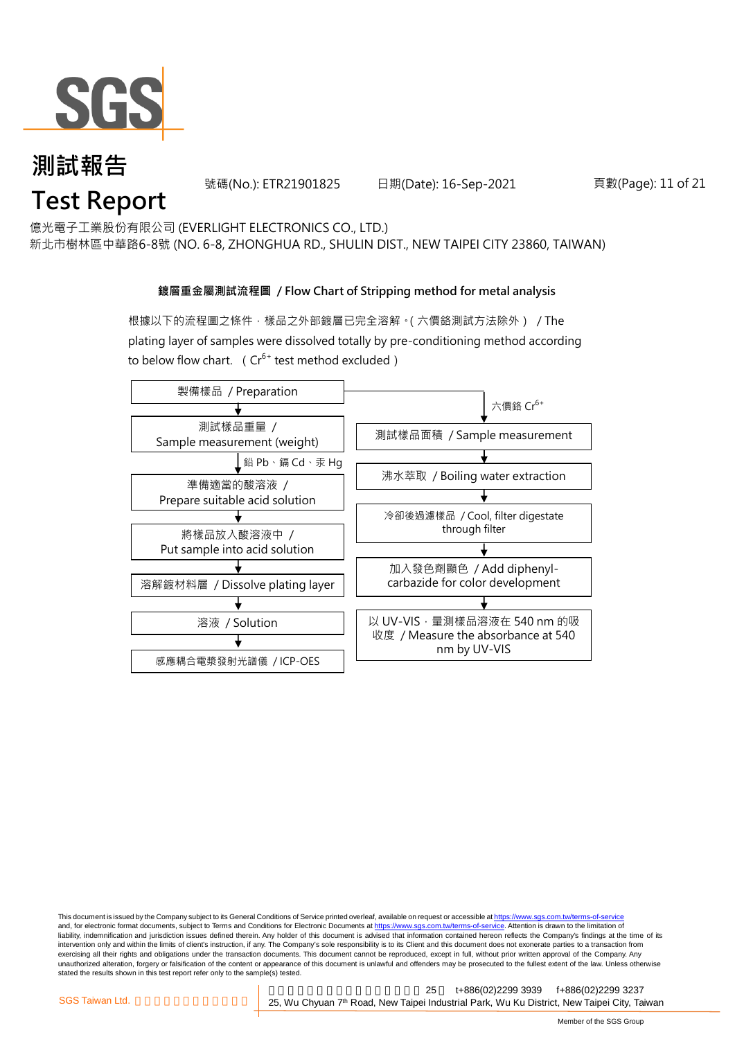# 測試報告

# Test Report

號碼(No.): ETR21901825　　日期(Date): 16-Sep-2021

億光電子工業股份有限公司 (EVERLIGHT ELECTRONICS CO., LTD.)

新北市樹林區中華路6-8號 (NO. 6-8, ZHONGHUA RD., SHULIN DIST., NEW TAIPEI CITY 23860, TAIWAN)

**鍍層重金屬測試流程圖 / Flow Chart of Stripping method for metal analysis**

根據以下的流程圖之條件，樣品之外部鍍層已完全溶解。( 六價鉻測試方法除外 ) / The plating layer of samples were dissolved totally by pre-conditioning method according to below flow chart. ( $Cr^{6+}$ test method excluded )

製備樣品 / Preparation

↓

測試樣品重量 / Sample measurement (weight)

↓ 鉛 Pb、鎘 Cd、汞 Hg

準備適當的酸溶液 / Prepare suitable acid solution

↓

將樣品放入酸溶液中 / Put sample into acid solution

↓

溶解鍍材料層 / Dissolve plating layer

↓

溶液 / Solution

↓

感應耦合電漿發射光譜儀 / ICP-OES

---

製備樣品 / Preparation → 六價鉻 $Cr^{6+}$

↓

測試樣品面積 / Sample measurement

↓

沸水萃取 / Boiling water extraction

↓

冷卻後過濾樣品 / Cool, filter digestate through filter

↓

加入發色劑顯色 / Add diphenyl-carbazide for color development

↓

以 UV-VIS，量測樣品溶液在 540 nm 的吸收度 / Measure the absorbance at 540 nm by UV-VIS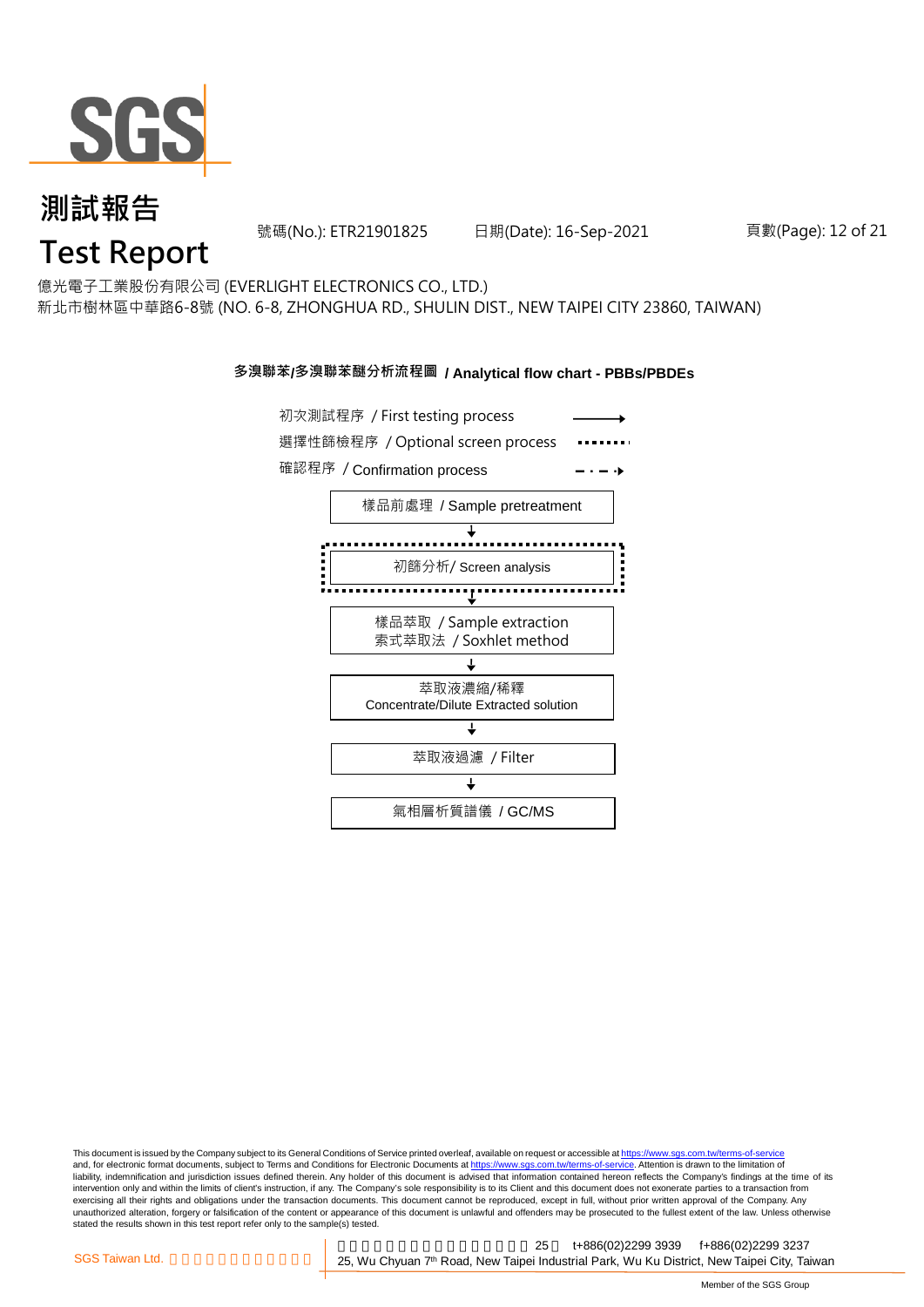# 測試報告

# Test Report

號碼(No.): ETR21901825　　日期(Date): 16-Sep-2021

億光電子工業股份有限公司 (EVERLIGHT ELECTRONICS CO., LTD.)

新北市樹林區中華路6-8號 (NO. 6-8, ZHONGHUA RD., SHULIN DIST., NEW TAIPEI CITY 23860, TAIWAN)

## 多溴聯苯/多溴聯苯醚分析流程圖 / Analytical flow chart - PBBs/PBDEs

初次測試程序 / First testing process ⟶

選擇性篩檢程序 / Optional screen process ⋯⋯

確認程序 / Confirmation process – · – ·▸

樣品前處理 / Sample pretreatment

↓

初篩分析/ Screen analysis

↓

樣品萃取 / Sample extraction
索式萃取法 / Soxhlet method

↓

萃取液濃縮/稀釋
Concentrate/Dilute Extracted solution

↓

萃取液過濾 / Filter

↓

氣相層析質譜儀 / GC/MS

This document is issued by the Company subject to its General Conditions of Service printed overleaf, available on request or accessible at https://www.sgs.com.tw/terms-of-service and, for electronic format documents, subject to Terms and Conditions for Electronic Documents at https://www.sgs.com.tw/terms-of-service. Attention is drawn to the limitation of liability, indemnification and jurisdiction issues defined therein. Any holder of this document is advised that information contained hereon reflects the Company's findings at the time of its intervention only and within the limits of client's instruction, if any. The Company's sole responsibility is to its Client and this document does not exonerate parties to a transaction from exercising all their rights and obligations under the transaction documents. This document cannot be reproduced, except in full, without prior written approval of the Company. Any unauthorized alteration, forgery or falsification of the content or appearance of this document is unlawful and offenders may be prosecuted to the fullest extent of the law. Unless otherwise stated the results shown in this test report refer only to the sample(s) tested.

SGS Taiwan Ltd. 25, Wu Chyuan 7th Road, New Taipei Industrial Park, Wu Ku District, New Taipei City, Taiwan　t+886(02)2299 3939　f+886(02)2299 3237

Member of the SGS Group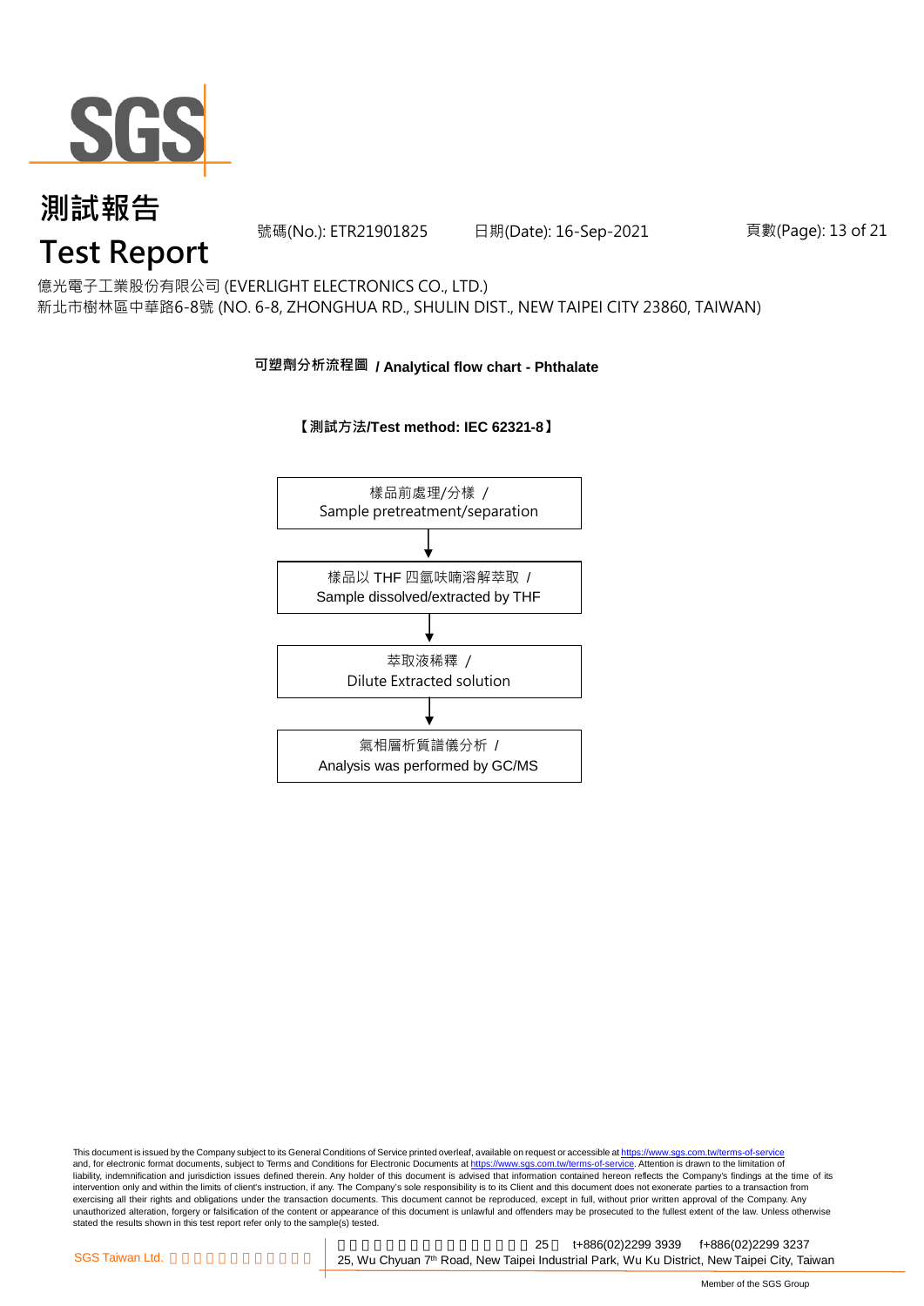# 測試報告
# Test Report

號碼(No.): ETR21901825 日期(Date): 16-Sep-2021

億光電子工業股份有限公司 (EVERLIGHT ELECTRONICS CO., LTD.)
新北市樹林區中華路6-8號 (NO. 6-8, ZHONGHUA RD., SHULIN DIST., NEW TAIPEI CITY 23860, TAIWAN)

## 可塑劑分析流程圖 / Analytical flow chart - Phthalate

**【測試方法/Test method: IEC 62321-8】**

樣品前處理/分樣 / Sample pretreatment/separation

↓

樣品以 THF 四氫呋喃溶解萃取 / Sample dissolved/extracted by THF

↓

萃取液稀釋 / Dilute Extracted solution

↓

氣相層析質譜儀分析 / Analysis was performed by GC/MS

This document is issued by the Company subject to its General Conditions of Service printed overleaf, available on request or accessible at https://www.sgs.com.tw/terms-of-service and, for electronic format documents, subject to Terms and Conditions for Electronic Documents at https://www.sgs.com.tw/terms-of-service. Attention is drawn to the limitation of liability, indemnification and jurisdiction issues defined therein. Any holder of this document is advised that information contained hereon reflects the Company's findings at the time of its intervention only and within the limits of client's instruction, if any. The Company's sole responsibility is to its Client and this document does not exonerate parties to a transaction from exercising all their rights and obligations under the transaction documents. This document cannot be reproduced, except in full, without prior written approval of the Company. Any unauthorized alteration, forgery or falsification of the content or appearance of this document is unlawful and offenders may be prosecuted to the fullest extent of the law. Unless otherwise stated the results shown in this test report refer only to the sample(s) tested.

SGS Taiwan Ltd. 25, Wu Chyuan 7th Road, New Taipei Industrial Park, Wu Ku District, New Taipei City, Taiwan t+886(02)2299 3939 f+886(02)2299 3237

Member of the SGS Group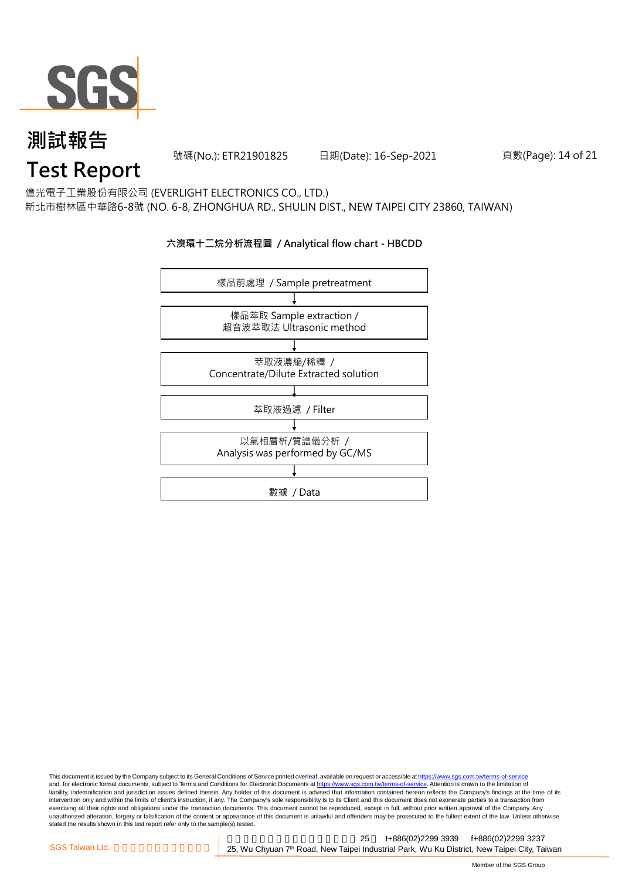億光電子工業股份有限公司 (EVERLIGHT ELECTRONICS CO., LTD.)
新北市樹林區中華路6-8號 (NO. 6-8, ZHONGHUA RD., SHULIN DIST., NEW TAIPEI CITY 23860, TAIWAN)

**六溴環十二烷分析流程圖 / Analytical flow chart - HBCDD**

樣品前處理 / Sample pretreatment

↓

樣品萃取 Sample extraction /
超音波萃取法 Ultrasonic method

↓

萃取液濃縮/稀釋 /
Concentrate/Dilute Extracted solution

↓

萃取液過濾 / Filter

↓

以氣相層析/質譜儀分析 /
Analysis was performed by GC/MS

↓

數據 / Data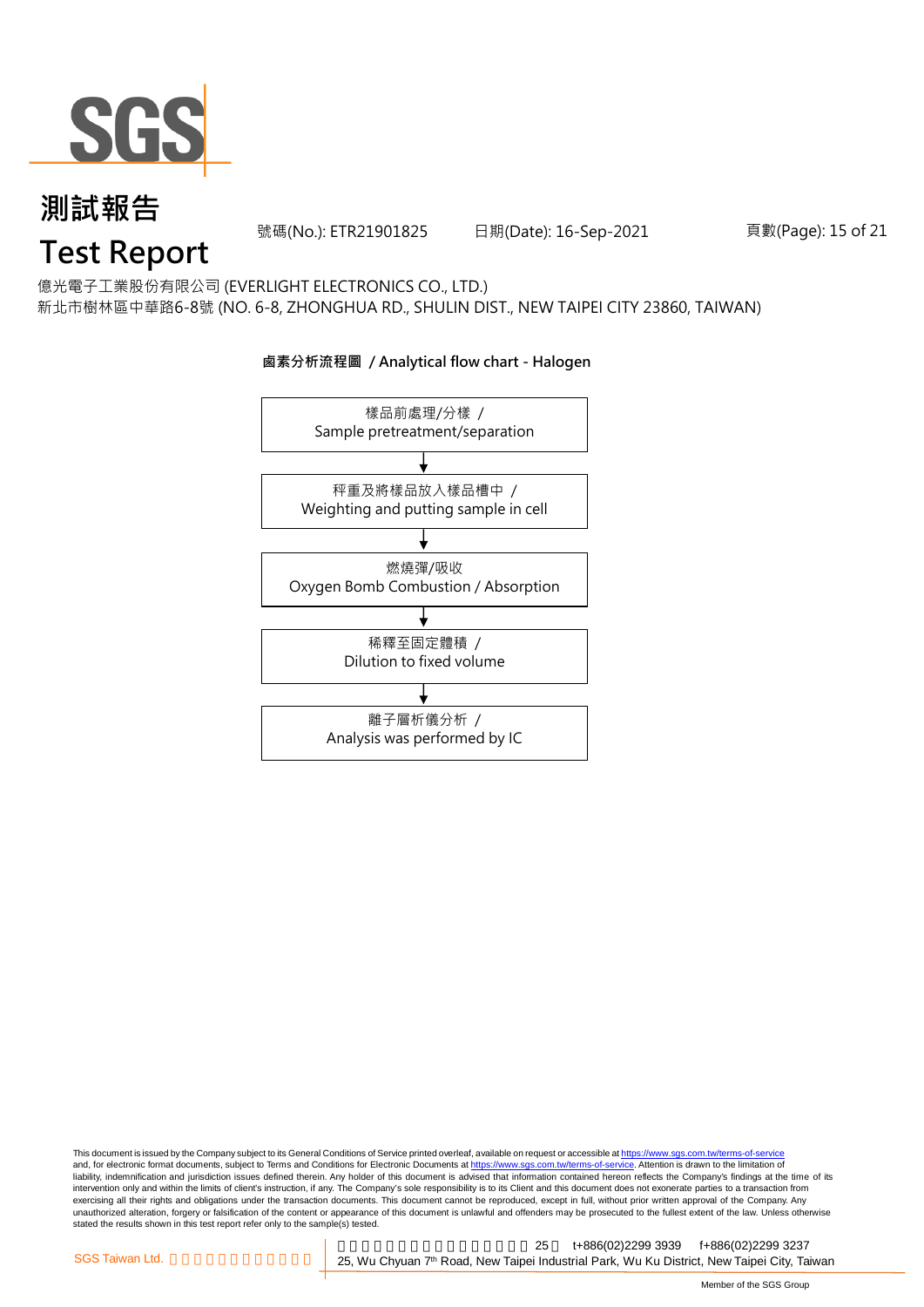億光電子工業股份有限公司 (EVERLIGHT ELECTRONICS CO., LTD.)
新北市樹林區中華路6-8號 (NO. 6-8, ZHONGHUA RD., SHULIN DIST., NEW TAIPEI CITY 23860, TAIWAN)

**鹵素分析流程圖 / Analytical flow chart - Halogen**

樣品前處理/分樣 /
Sample pretreatment/separation

↓

秤重及將樣品放入樣品槽中 /
Weighting and putting sample in cell

↓

燃燒彈/吸收
Oxygen Bomb Combustion / Absorption

↓

稀釋至固定體積 /
Dilution to fixed volume

↓

離子層析儀分析 /
Analysis was performed by IC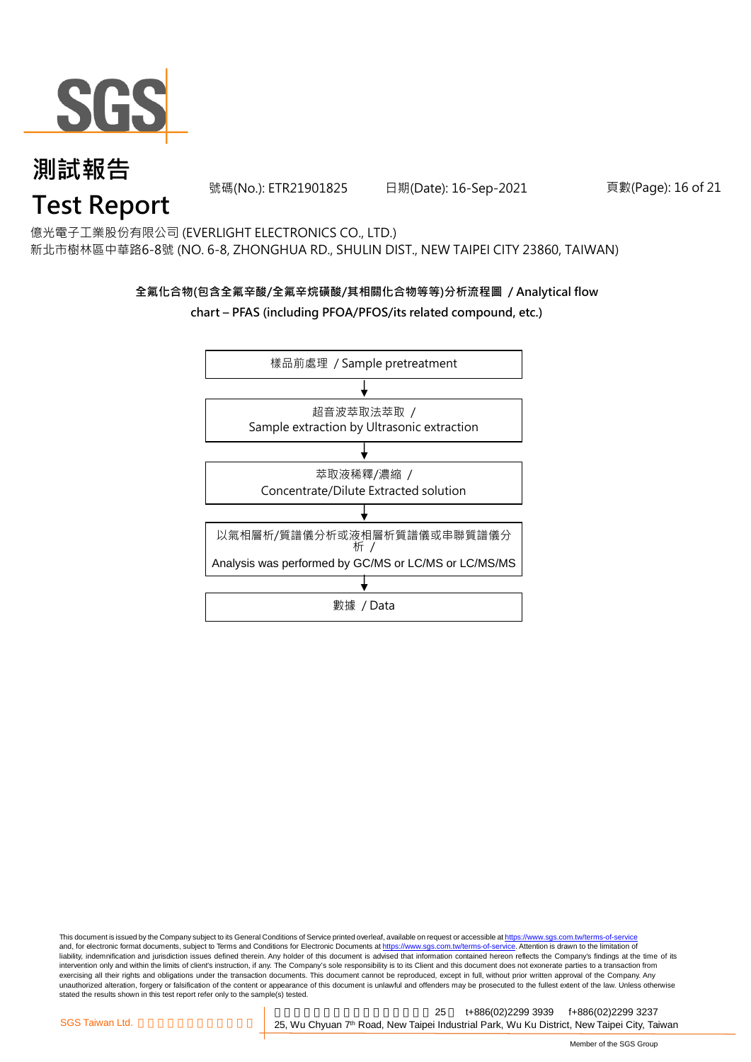# 測試報告

# Test Report

號碼(No.): ETR21901825　　日期(Date): 16-Sep-2021

億光電子工業股份有限公司 (EVERLIGHT ELECTRONICS CO., LTD.)

新北市樹林區中華路6-8號 (NO. 6-8, ZHONGHUA RD., SHULIN DIST., NEW TAIPEI CITY 23860, TAIWAN)

**全氟化合物(包含全氟辛酸/全氟辛烷磺酸/其相關化合物等等)分析流程圖 / Analytical flow chart – PFAS (including PFOA/PFOS/its related compound, etc.)**

樣品前處理 / Sample pretreatment

↓

超音波萃取法萃取 / Sample extraction by Ultrasonic extraction

↓

萃取液稀釋/濃縮 / Concentrate/Dilute Extracted solution

↓

以氣相層析/質譜儀分析或液相層析質譜儀或串聯質譜儀分析 / Analysis was performed by GC/MS or LC/MS or LC/MS/MS

↓

數據 / Data

This document is issued by the Company subject to its General Conditions of Service printed overleaf, available on request or accessible at https://www.sgs.com.tw/terms-of-service and, for electronic format documents, subject to Terms and Conditions for Electronic Documents at https://www.sgs.com.tw/terms-of-service. Attention is drawn to the limitation of liability, indemnification and jurisdiction issues defined therein. Any holder of this document is advised that information contained hereon reflects the Company's findings at the time of its intervention only and within the limits of client's instruction, if any. The Company's sole responsibility is to its Client and this document does not exonerate parties to a transaction from exercising all their rights and obligations under the transaction documents. This document cannot be reproduced, except in full, without prior written approval of the Company. Any unauthorized alteration, forgery or falsification of the content or appearance of this document is unlawful and offenders may be prosecuted to the fullest extent of the law. Unless otherwise stated the results shown in this test report refer only to the sample(s) tested.

SGS Taiwan Ltd. 25, Wu Chyuan 7th Road, New Taipei Industrial Park, Wu Ku District, New Taipei City, Taiwan t+886(02)2299 3939 f+886(02)2299 3237

Member of the SGS Group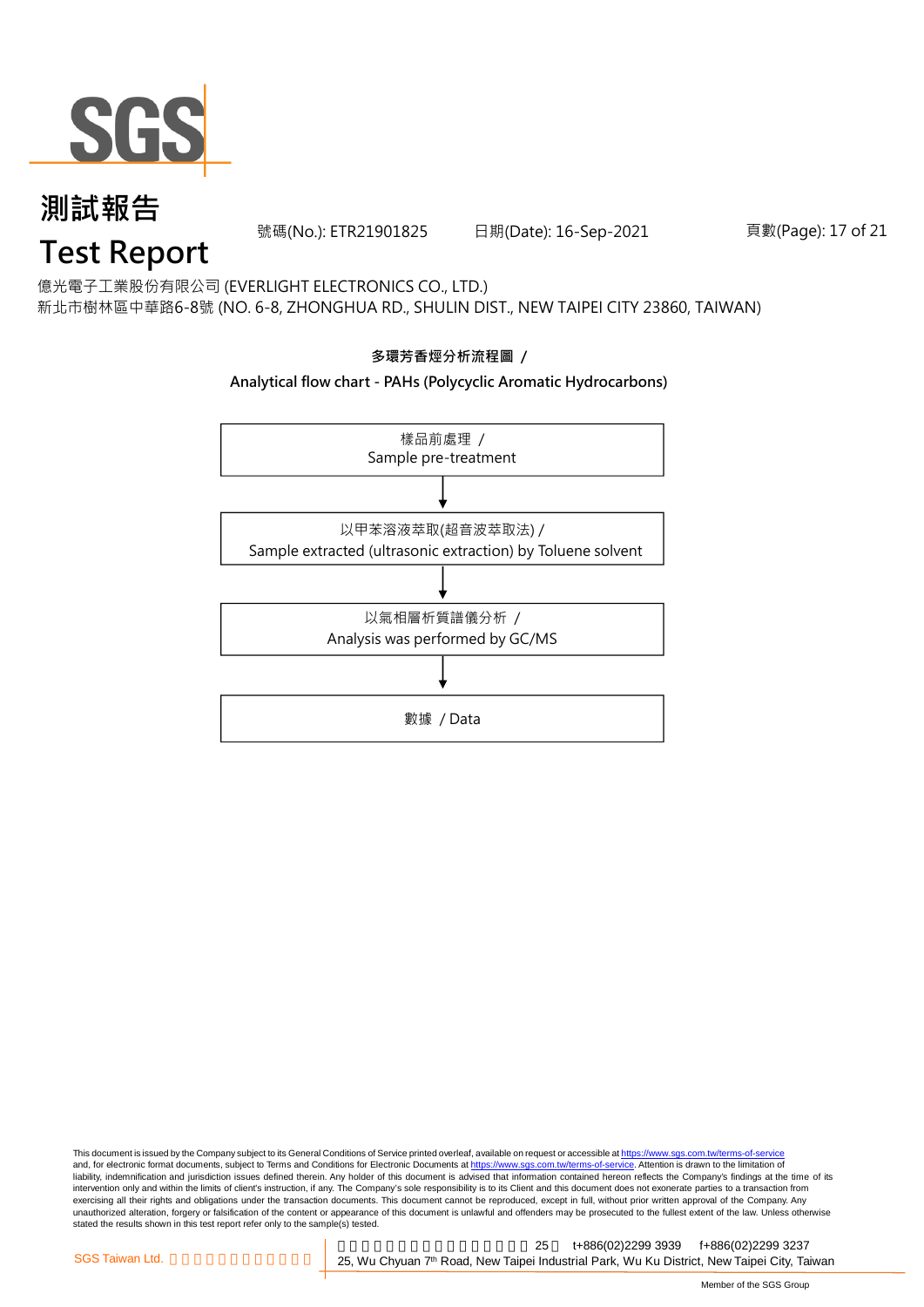# 測試報告

# Test Report

號碼(No.): ETR21901825　　日期(Date): 16-Sep-2021

億光電子工業股份有限公司 (EVERLIGHT ELECTRONICS CO., LTD.)

新北市樹林區中華路6-8號 (NO. 6-8, ZHONGHUA RD., SHULIN DIST., NEW TAIPEI CITY 23860, TAIWAN)

**多環芳香烴分析流程圖 /**

**Analytical flow chart - PAHs (Polycyclic Aromatic Hydrocarbons)**

樣品前處理 /
Sample pre-treatment

↓

以甲苯溶液萃取(超音波萃取法) /
Sample extracted (ultrasonic extraction) by Toluene solvent

↓

以氣相層析質譜儀分析 /
Analysis was performed by GC/MS

↓

數據 / Data

This document is issued by the Company subject to its General Conditions of Service printed overleaf, available on request or accessible at https://www.sgs.com.tw/terms-of-service and, for electronic format documents, subject to Terms and Conditions for Electronic Documents at https://www.sgs.com.tw/terms-of-service. Attention is drawn to the limitation of liability, indemnification and jurisdiction issues defined therein. Any holder of this document is advised that information contained hereon reflects the Company's findings at the time of its intervention only and within the limits of client's instruction, if any. The Company's sole responsibility is to its Client and this document does not exonerate parties to a transaction from exercising all their rights and obligations under the transaction documents. This document cannot be reproduced, except in full, without prior written approval of the Company. Any unauthorized alteration, forgery or falsification of the content or appearance of this document is unlawful and offenders may be prosecuted to the fullest extent of the law. Unless otherwise stated the results shown in this test report refer only to the sample(s) tested.

SGS Taiwan Ltd.　25　t+886(02)2299 3939　f+886(02)2299 3237

25, Wu Chyuan 7th Road, New Taipei Industrial Park, Wu Ku District, New Taipei City, Taiwan

Member of the SGS Group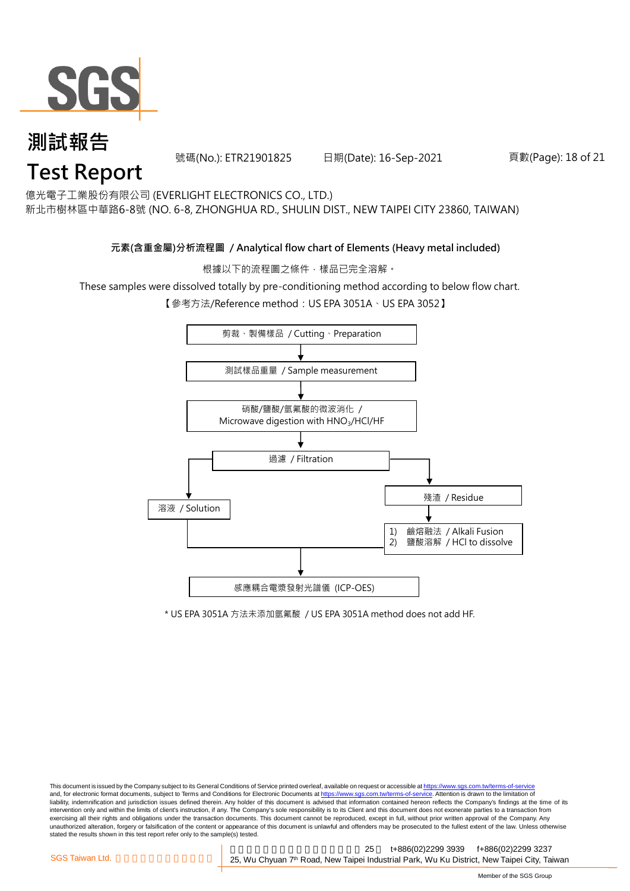# 測試報告
# Test Report

號碼(No.): ETR21901825　　日期(Date): 16-Sep-2021

億光電子工業股份有限公司 (EVERLIGHT ELECTRONICS CO., LTD.)
新北市樹林區中華路6-8號 (NO. 6-8, ZHONGHUA RD., SHULIN DIST., NEW TAIPEI CITY 23860, TAIWAN)

**元素(含重金屬)分析流程圖 / Analytical flow chart of Elements (Heavy metal included)**

根據以下的流程圖之條件，樣品已完全溶解。

These samples were dissolved totally by pre-conditioning method according to below flow chart.

【參考方法/Reference method：US EPA 3051A、US EPA 3052】

剪裁、製備樣品 / Cutting、Preparation

↓

測試樣品重量 / Sample measurement

↓

硝酸/鹽酸/氫氟酸的微波消化 / Microwave digestion with $HNO_3$/HCl/HF

↓

過濾 / Filtration

- 溶液 / Solution
- 殘渣 / Residue
  ↓
  1) 鹼熔融法 / Alkali Fusion
  2) 鹽酸溶解 / HCl to dissolve

↓

感應耦合電漿發射光譜儀 (ICP-OES)

\* US EPA 3051A 方法未添加氫氟酸 / US EPA 3051A method does not add HF.

This document is issued by the Company subject to its General Conditions of Service printed overleaf, available on request or accessible at https://www.sgs.com.tw/terms-of-service and, for electronic format documents, subject to Terms and Conditions for Electronic Documents at https://www.sgs.com.tw/terms-of-service. Attention is drawn to the limitation of liability, indemnification and jurisdiction issues defined therein. Any holder of this document is advised that information contained hereon reflects the Company's findings at the time of its intervention only and within the limits of client's instruction, if any. The Company's sole responsibility is to its Client and this document does not exonerate parties to a transaction from exercising all their rights and obligations under the transaction documents. This document cannot be reproduced, except in full, without prior written approval of the Company. Any unauthorized alteration, forgery or falsification of the content or appearance of this document is unlawful and offenders may be prosecuted to the fullest extent of the law. Unless otherwise stated the results shown in this test report refer only to the sample(s) tested.

SGS Taiwan Ltd. | 25, Wu Chyuan 7th Road, New Taipei Industrial Park, Wu Ku District, New Taipei City, Taiwan | t+886(02)2299 3939 | f+886(02)2299 3237

Member of the SGS Group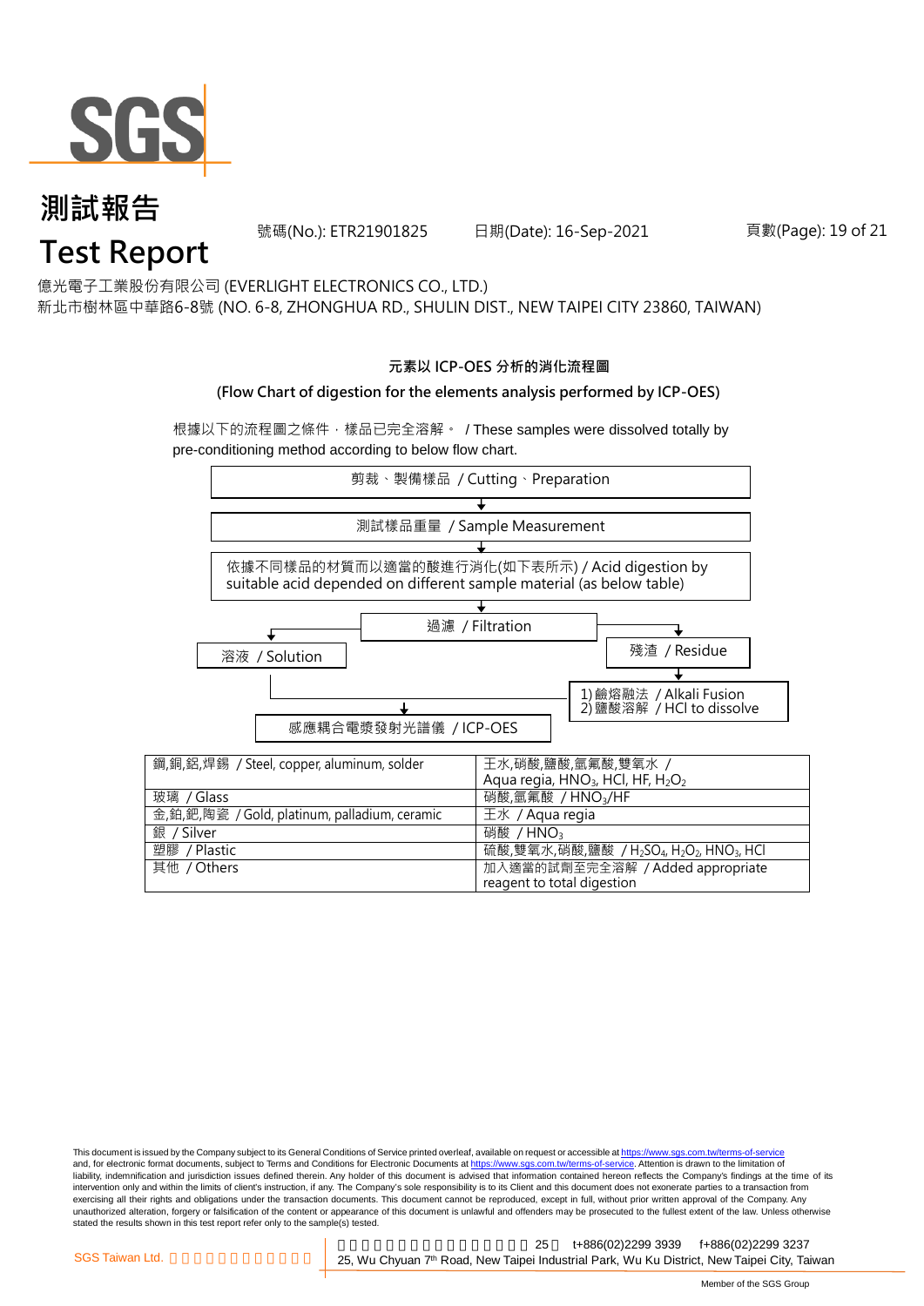# 測試報告

# Test Report

號碼(No.): ETR21901825 日期(Date): 16-Sep-2021

億光電子工業股份有限公司 (EVERLIGHT ELECTRONICS CO., LTD.)

新北市樹林區中華路6-8號 (NO. 6-8, ZHONGHUA RD., SHULIN DIST., NEW TAIPEI CITY 23860, TAIWAN)

**元素以 ICP-OES 分析的消化流程圖**

**(Flow Chart of digestion for the elements analysis performed by ICP-OES)**

根據以下的流程圖之條件，樣品已完全溶解。 / These samples were dissolved totally by pre-conditioning method according to below flow chart.

剪裁、製備樣品 / Cutting、Preparation

↓

測試樣品重量 / Sample Measurement

↓

依據不同樣品的材質而以適當的酸進行消化(如下表所示) / Acid digestion by suitable acid depended on different sample material (as below table)

↓

過濾 / Filtration

- 溶液 / Solution → 感應耦合電漿發射光譜儀 / ICP-OES
- 殘渣 / Residue → 1) 鹼熔融法 / Alkali Fusion 2) 鹽酸溶解 / HCl to dissolve → 感應耦合電漿發射光譜儀 / ICP-OES

| 鋼,銅,鋁,焊錫 / Steel, copper, aluminum, solder | 王水,硝酸,鹽酸,氫氟酸,雙氧水 / Aqua regia, $HNO_3$, HCl, HF, $H_2O_2$ |
|---|---|
| 玻璃 / Glass | 硝酸,氫氟酸 / $HNO_3$/HF |
| 金,鉑,鈀,陶瓷 / Gold, platinum, palladium, ceramic | 王水 / Aqua regia |
| 銀 / Silver | 硝酸 / $HNO_3$ |
| 塑膠 / Plastic | 硫酸,雙氧水,硝酸,鹽酸 / $H_2SO_4$, $H_2O_2$, $HNO_3$, HCl |
| 其他 / Others | 加入適當的試劑至完全溶解 / Added appropriate reagent to total digestion |

This document is issued by the Company subject to its General Conditions of Service printed overleaf, available on request or accessible at https://www.sgs.com.tw/terms-of-service and, for electronic format documents, subject to Terms and Conditions for Electronic Documents at https://www.sgs.com.tw/terms-of-service. Attention is drawn to the limitation of liability, indemnification and jurisdiction issues defined therein. Any holder of this document is advised that information contained hereon reflects the Company's findings at the time of its intervention only and within the limits of client's instruction, if any. The Company's sole responsibility is to its Client and this document does not exonerate parties to a transaction from exercising all their rights and obligations under the transaction documents. This document cannot be reproduced, except in full, without prior written approval of the Company. Any unauthorized alteration, forgery or falsification of the content or appearance of this document is unlawful and offenders may be prosecuted to the fullest extent of the law. Unless otherwise stated the results shown in this test report refer only to the sample(s) tested.

SGS Taiwan Ltd. 25, Wu Chyuan 7th Road, New Taipei Industrial Park, Wu Ku District, New Taipei City, Taiwan t+886(02)2299 3939 f+886(02)2299 3237

Member of the SGS Group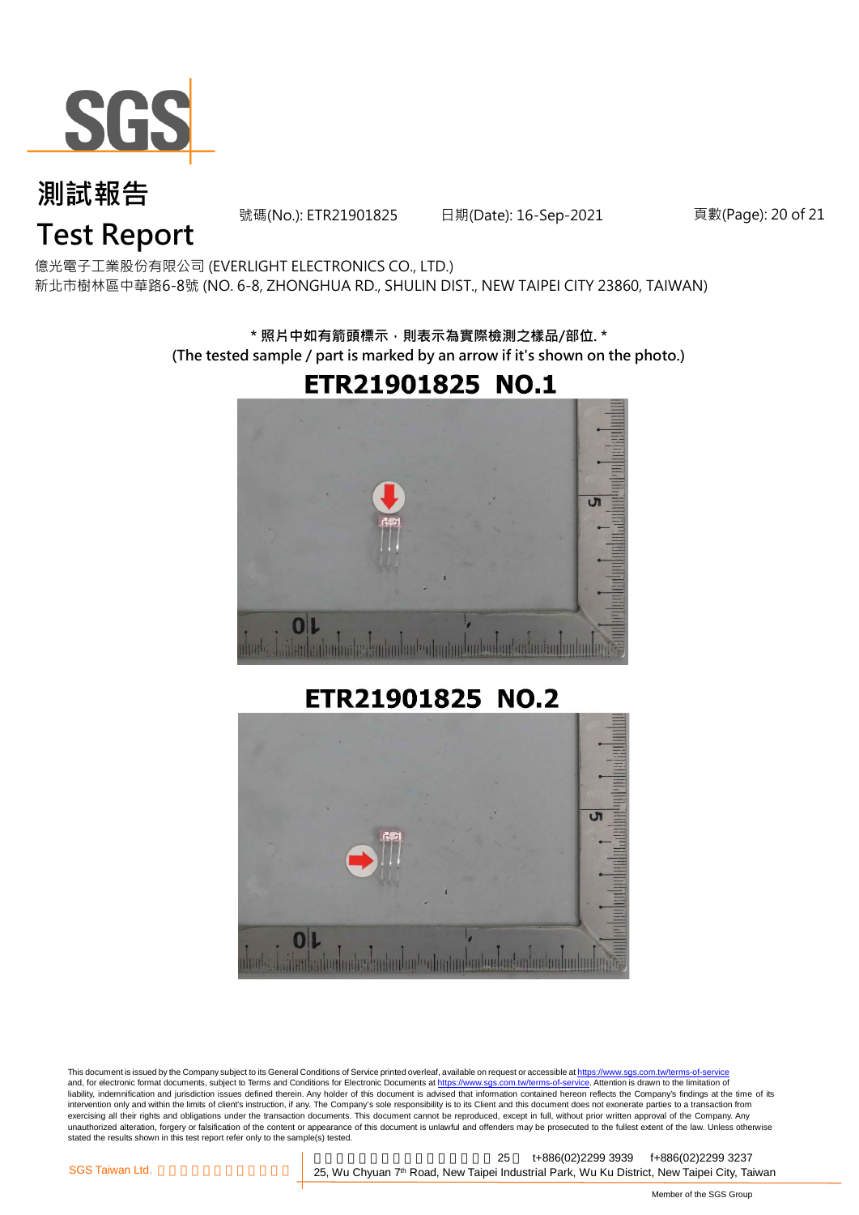# 測試報告
# Test Report

號碼(No.): ETR21901825　日期(Date): 16-Sep-2021

億光電子工業股份有限公司 (EVERLIGHT ELECTRONICS CO., LTD.)
新北市樹林區中華路6-8號 (NO. 6-8, ZHONGHUA RD., SHULIN DIST., NEW TAIPEI CITY 23860, TAIWAN)

**\* 照片中如有箭頭標示，則表示為實際檢測之樣品/部位. \***
**(The tested sample / part is marked by an arrow if it's shown on the photo.)**

**ETR21901825 NO.1**

**ETR21901825 NO.2**

This document is issued by the Company subject to its General Conditions of Service printed overleaf, available on request or accessible at https://www.sgs.com.tw/terms-of-service and, for electronic format documents, subject to Terms and Conditions for Electronic Documents at https://www.sgs.com.tw/terms-of-service. Attention is drawn to the limitation of liability, indemnification and jurisdiction issues defined therein. Any holder of this document is advised that information contained hereon reflects the Company's findings at the time of its intervention only and within the limits of client's instruction, if any. The Company's sole responsibility is to its Client and this document does not exonerate parties to a transaction from exercising all their rights and obligations under the transaction documents. This document cannot be reproduced, except in full, without prior written approval of the Company. Any unauthorized alteration, forgery or falsification of the content or appearance of this document is unlawful and offenders may be prosecuted to the fullest extent of the law. Unless otherwise stated the results shown in this test report refer only to the sample(s) tested.

SGS Taiwan Ltd.　25, Wu Chyuan 7th Road, New Taipei Industrial Park, Wu Ku District, New Taipei City, Taiwan　t+886(02)2299 3939　f+886(02)2299 3237

Member of the SGS Group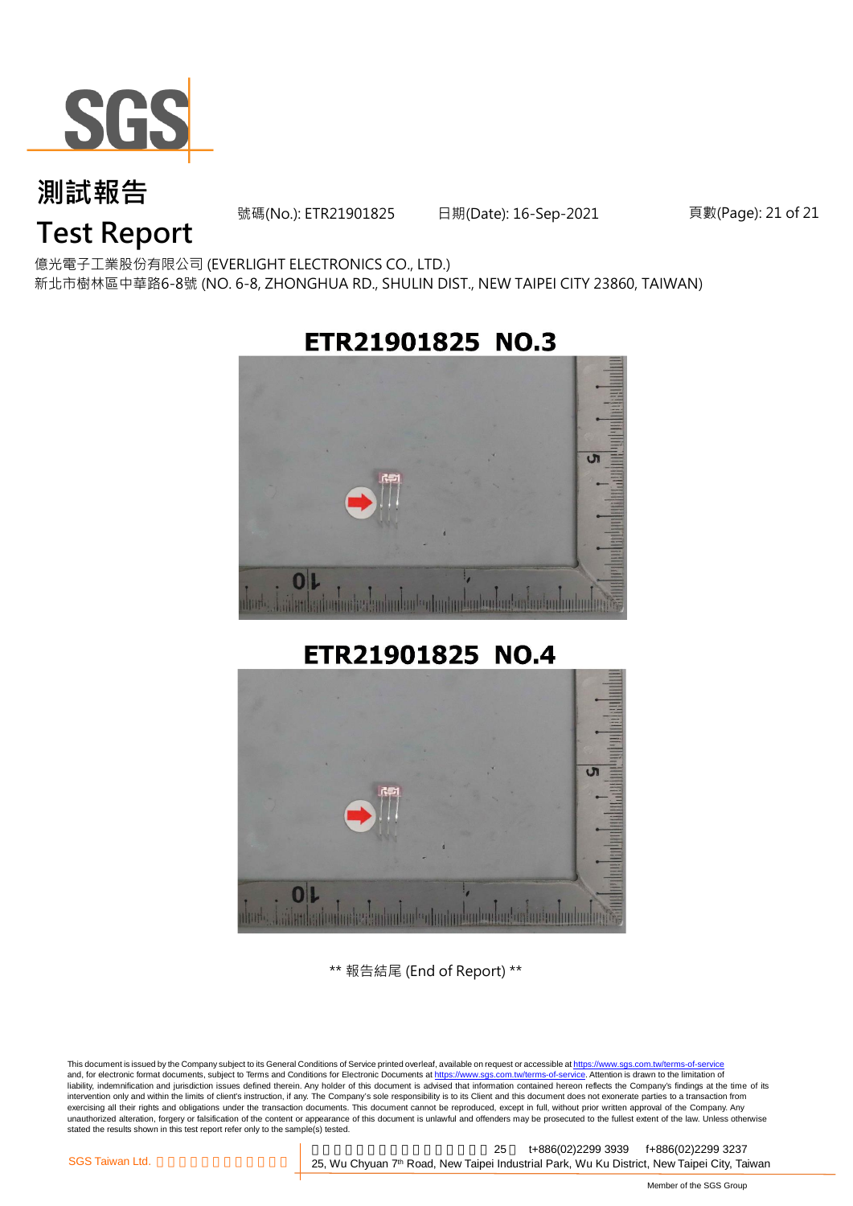# 測試報告
# Test Report

號碼(No.): ETR21901825　日期(Date): 16-Sep-2021

億光電子工業股份有限公司 (EVERLIGHT ELECTRONICS CO., LTD.)
新北市樹林區中華路6-8號 (NO. 6-8, ZHONGHUA RD., SHULIN DIST., NEW TAIPEI CITY 23860, TAIWAN)

**ETR21901825 NO.3**

**ETR21901825 NO.4**

** 報告結尾 (End of Report) **

This document is issued by the Company subject to its General Conditions of Service printed overleaf, available on request or accessible at https://www.sgs.com.tw/terms-of-service and, for electronic format documents, subject to Terms and Conditions for Electronic Documents at https://www.sgs.com.tw/terms-of-service. Attention is drawn to the limitation of liability, indemnification and jurisdiction issues defined therein. Any holder of this document is advised that information contained hereon reflects the Company's findings at the time of its intervention only and within the limits of client's instruction, if any. The Company's sole responsibility is to its Client and this document does not exonerate parties to a transaction from exercising all their rights and obligations under the transaction documents. This document cannot be reproduced, except in full, without prior written approval of the Company. Any unauthorized alteration, forgery or falsification of the content or appearance of this document is unlawful and offenders may be prosecuted to the fullest extent of the law. Unless otherwise stated the results shown in this test report refer only to the sample(s) tested.

SGS Taiwan Ltd. | 25 t+886(02)2299 3939 f+886(02)2299 3237
25, Wu Chyuan 7th Road, New Taipei Industrial Park, Wu Ku District, New Taipei City, Taiwan

Member of the SGS Group